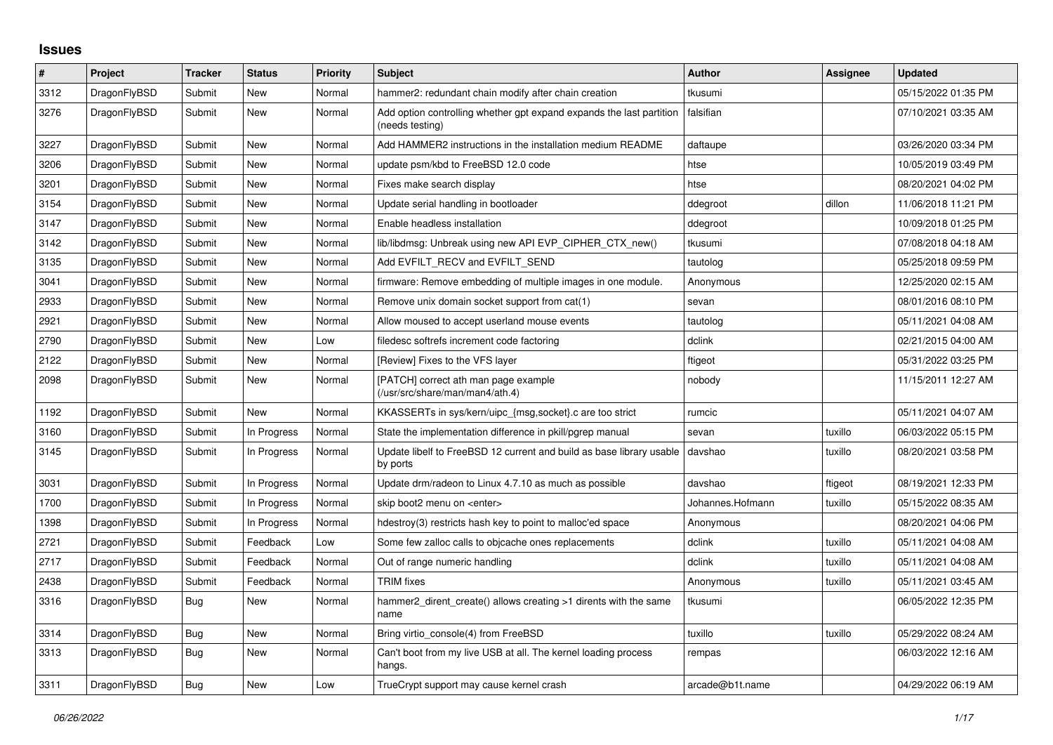# Issues

| # | Project | Tracker | Status | Priority | Subject | Author | Assignee | Updated |
|---|---|---|---|---|---|---|---|---|
| 3312 | DragonFlyBSD | Submit | New | Normal | hammer2: redundant chain modify after chain creation | tkusumi | | 05/15/2022 01:35 PM |
| 3276 | DragonFlyBSD | Submit | New | Normal | Add option controlling whether gpt expand expands the last partition (needs testing) | falsifian | | 07/10/2021 03:35 AM |
| 3227 | DragonFlyBSD | Submit | New | Normal | Add HAMMER2 instructions in the installation medium README | daftaupe | | 03/26/2020 03:34 PM |
| 3206 | DragonFlyBSD | Submit | New | Normal | update psm/kbd to FreeBSD 12.0 code | htse | | 10/05/2019 03:49 PM |
| 3201 | DragonFlyBSD | Submit | New | Normal | Fixes make search display | htse | | 08/20/2021 04:02 PM |
| 3154 | DragonFlyBSD | Submit | New | Normal | Update serial handling in bootloader | ddegroot | dillon | 11/06/2018 11:21 PM |
| 3147 | DragonFlyBSD | Submit | New | Normal | Enable headless installation | ddegroot | | 10/09/2018 01:25 PM |
| 3142 | DragonFlyBSD | Submit | New | Normal | lib/libdmsg: Unbreak using new API EVP_CIPHER_CTX_new() | tkusumi | | 07/08/2018 04:18 AM |
| 3135 | DragonFlyBSD | Submit | New | Normal | Add EVFILT_RECV and EVFILT_SEND | tautolog | | 05/25/2018 09:59 PM |
| 3041 | DragonFlyBSD | Submit | New | Normal | firmware: Remove embedding of multiple images in one module. | Anonymous | | 12/25/2020 02:15 AM |
| 2933 | DragonFlyBSD | Submit | New | Normal | Remove unix domain socket support from cat(1) | sevan | | 08/01/2016 08:10 PM |
| 2921 | DragonFlyBSD | Submit | New | Normal | Allow moused to accept userland mouse events | tautolog | | 05/11/2021 04:08 AM |
| 2790 | DragonFlyBSD | Submit | New | Low | filedesc softrefs increment code factoring | dclink | | 02/21/2015 04:00 AM |
| 2122 | DragonFlyBSD | Submit | New | Normal | [Review] Fixes to the VFS layer | ftigeot | | 05/31/2022 03:25 PM |
| 2098 | DragonFlyBSD | Submit | New | Normal | [PATCH] correct ath man page example (/usr/src/share/man/man4/ath.4) | nobody | | 11/15/2011 12:27 AM |
| 1192 | DragonFlyBSD | Submit | New | Normal | KKASSERTs in sys/kern/uipc_{msg,socket}.c are too strict | rumcic | | 05/11/2021 04:07 AM |
| 3160 | DragonFlyBSD | Submit | In Progress | Normal | State the implementation difference in pkill/pgrep manual | sevan | tuxillo | 06/03/2022 05:15 PM |
| 3145 | DragonFlyBSD | Submit | In Progress | Normal | Update libelf to FreeBSD 12 current and build as base library usable by ports | davshao | tuxillo | 08/20/2021 03:58 PM |
| 3031 | DragonFlyBSD | Submit | In Progress | Normal | Update drm/radeon to Linux 4.7.10 as much as possible | davshao | ftigeot | 08/19/2021 12:33 PM |
| 1700 | DragonFlyBSD | Submit | In Progress | Normal | skip boot2 menu on <enter> | Johannes.Hofmann | tuxillo | 05/15/2022 08:35 AM |
| 1398 | DragonFlyBSD | Submit | In Progress | Normal | hdestroy(3) restricts hash key to point to malloc'ed space | Anonymous | | 08/20/2021 04:06 PM |
| 2721 | DragonFlyBSD | Submit | Feedback | Low | Some few zalloc calls to objcache ones replacements | dclink | tuxillo | 05/11/2021 04:08 AM |
| 2717 | DragonFlyBSD | Submit | Feedback | Normal | Out of range numeric handling | dclink | tuxillo | 05/11/2021 04:08 AM |
| 2438 | DragonFlyBSD | Submit | Feedback | Normal | TRIM fixes | Anonymous | tuxillo | 05/11/2021 03:45 AM |
| 3316 | DragonFlyBSD | Bug | New | Normal | hammer2_dirent_create() allows creating >1 dirents with the same name | tkusumi | | 06/05/2022 12:35 PM |
| 3314 | DragonFlyBSD | Bug | New | Normal | Bring virtio_console(4) from FreeBSD | tuxillo | tuxillo | 05/29/2022 08:24 AM |
| 3313 | DragonFlyBSD | Bug | New | Normal | Can't boot from my live USB at all. The kernel loading process hangs. | rempas | | 06/03/2022 12:16 AM |
| 3311 | DragonFlyBSD | Bug | New | Low | TrueCrypt support may cause kernel crash | arcade@b1t.name | | 04/29/2022 06:19 AM |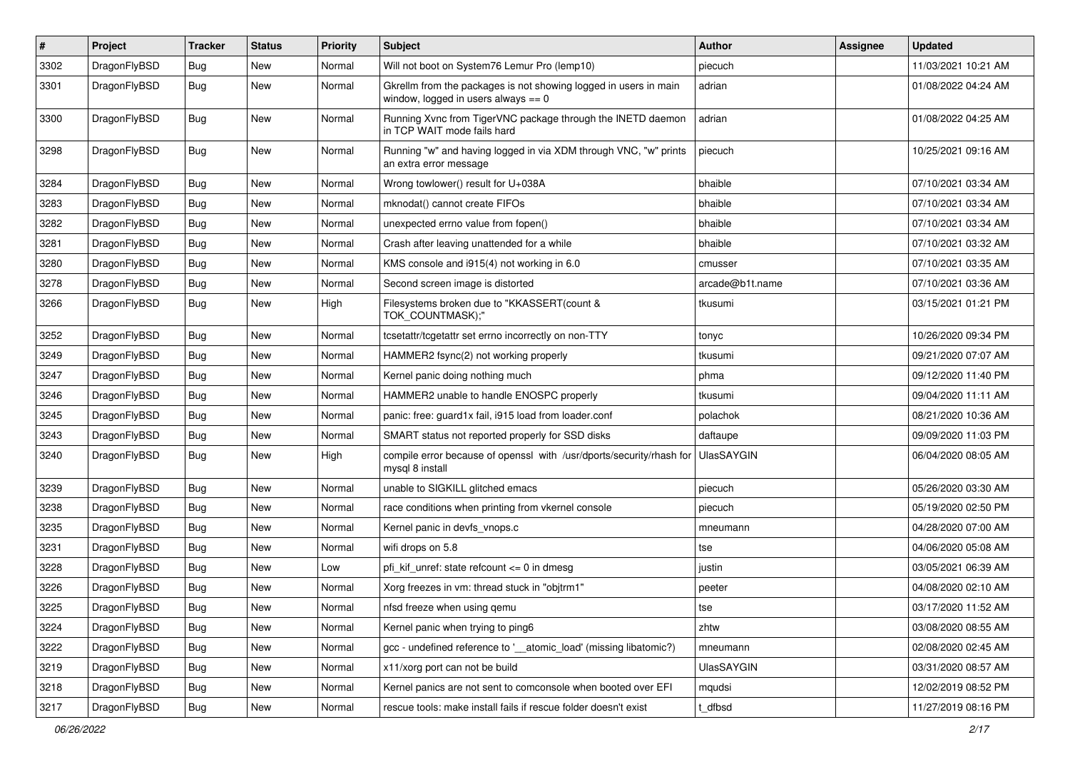| # | Project | Tracker | Status | Priority | Subject | Author | Assignee | Updated |
|---|---|---|---|---|---|---|---|---|
| 3302 | DragonFlyBSD | Bug | New | Normal | Will not boot on System76 Lemur Pro (lemp10) | piecuch | | 11/03/2021 10:21 AM |
| 3301 | DragonFlyBSD | Bug | New | Normal | Gkrellm from the packages is not showing logged in users in main window, logged in users always == 0 | adrian | | 01/08/2022 04:24 AM |
| 3300 | DragonFlyBSD | Bug | New | Normal | Running Xvnc from TigerVNC package through the INETD daemon in TCP WAIT mode fails hard | adrian | | 01/08/2022 04:25 AM |
| 3298 | DragonFlyBSD | Bug | New | Normal | Running "w" and having logged in via XDM through VNC, "w" prints an extra error message | piecuch | | 10/25/2021 09:16 AM |
| 3284 | DragonFlyBSD | Bug | New | Normal | Wrong towlower() result for U+038A | bhaible | | 07/10/2021 03:34 AM |
| 3283 | DragonFlyBSD | Bug | New | Normal | mknodat() cannot create FIFOs | bhaible | | 07/10/2021 03:34 AM |
| 3282 | DragonFlyBSD | Bug | New | Normal | unexpected errno value from fopen() | bhaible | | 07/10/2021 03:34 AM |
| 3281 | DragonFlyBSD | Bug | New | Normal | Crash after leaving unattended for a while | bhaible | | 07/10/2021 03:32 AM |
| 3280 | DragonFlyBSD | Bug | New | Normal | KMS console and i915(4) not working in 6.0 | cmusser | | 07/10/2021 03:35 AM |
| 3278 | DragonFlyBSD | Bug | New | Normal | Second screen image is distorted | arcade@b1t.name | | 07/10/2021 03:36 AM |
| 3266 | DragonFlyBSD | Bug | New | High | Filesystems broken due to "KKASSERT(count & TOK_COUNTMASK);" | tkusumi | | 03/15/2021 01:21 PM |
| 3252 | DragonFlyBSD | Bug | New | Normal | tcsetattr/tcgetattr set errno incorrectly on non-TTY | tonyc | | 10/26/2020 09:34 PM |
| 3249 | DragonFlyBSD | Bug | New | Normal | HAMMER2 fsync(2) not working properly | tkusumi | | 09/21/2020 07:07 AM |
| 3247 | DragonFlyBSD | Bug | New | Normal | Kernel panic doing nothing much | phma | | 09/12/2020 11:40 PM |
| 3246 | DragonFlyBSD | Bug | New | Normal | HAMMER2 unable to handle ENOSPC properly | tkusumi | | 09/04/2020 11:11 AM |
| 3245 | DragonFlyBSD | Bug | New | Normal | panic: free: guard1x fail, i915 load from loader.conf | polachok | | 08/21/2020 10:36 AM |
| 3243 | DragonFlyBSD | Bug | New | Normal | SMART status not reported properly for SSD disks | daftaupe | | 09/09/2020 11:03 PM |
| 3240 | DragonFlyBSD | Bug | New | High | compile error because of openssl with /usr/dports/security/rhash for mysql 8 install | UlasSAYGIN | | 06/04/2020 08:05 AM |
| 3239 | DragonFlyBSD | Bug | New | Normal | unable to SIGKILL glitched emacs | piecuch | | 05/26/2020 03:30 AM |
| 3238 | DragonFlyBSD | Bug | New | Normal | race conditions when printing from vkernel console | piecuch | | 05/19/2020 02:50 PM |
| 3235 | DragonFlyBSD | Bug | New | Normal | Kernel panic in devfs_vnops.c | mneumann | | 04/28/2020 07:00 AM |
| 3231 | DragonFlyBSD | Bug | New | Normal | wifi drops on 5.8 | tse | | 04/06/2020 05:08 AM |
| 3228 | DragonFlyBSD | Bug | New | Low | pfi_kif_unref: state refcount <= 0 in dmesg | justin | | 03/05/2021 06:39 AM |
| 3226 | DragonFlyBSD | Bug | New | Normal | Xorg freezes in vm: thread stuck in "objtrm1" | peeter | | 04/08/2020 02:10 AM |
| 3225 | DragonFlyBSD | Bug | New | Normal | nfsd freeze when using qemu | tse | | 03/17/2020 11:52 AM |
| 3224 | DragonFlyBSD | Bug | New | Normal | Kernel panic when trying to ping6 | zhtw | | 03/08/2020 08:55 AM |
| 3222 | DragonFlyBSD | Bug | New | Normal | gcc - undefined reference to '__atomic_load' (missing libatomic?) | mneumann | | 02/08/2020 02:45 AM |
| 3219 | DragonFlyBSD | Bug | New | Normal | x11/xorg port can not be build | UlasSAYGIN | | 03/31/2020 08:57 AM |
| 3218 | DragonFlyBSD | Bug | New | Normal | Kernel panics are not sent to comconsole when booted over EFI | mqudsi | | 12/02/2019 08:52 PM |
| 3217 | DragonFlyBSD | Bug | New | Normal | rescue tools: make install fails if rescue folder doesn't exist | t_dfbsd | | 11/27/2019 08:16 PM |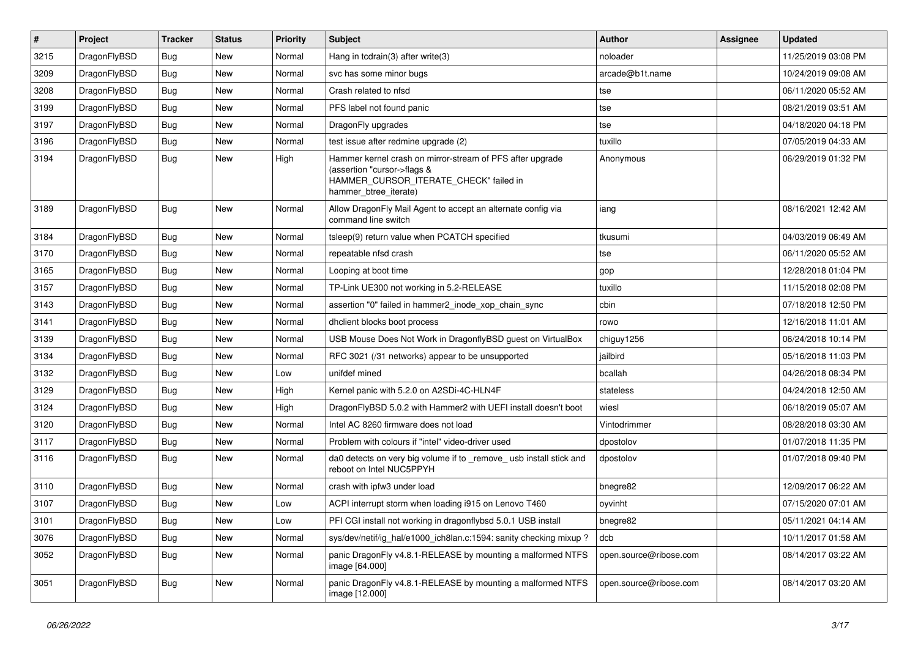| # | Project | Tracker | Status | Priority | Subject | Author | Assignee | Updated |
|---|---|---|---|---|---|---|---|---|
| 3215 | DragonFlyBSD | Bug | New | Normal | Hang in tcdrain(3) after write(3) | noloader | | 11/25/2019 03:08 PM |
| 3209 | DragonFlyBSD | Bug | New | Normal | svc has some minor bugs | arcade@b1t.name | | 10/24/2019 09:08 AM |
| 3208 | DragonFlyBSD | Bug | New | Normal | Crash related to nfsd | tse | | 06/11/2020 05:52 AM |
| 3199 | DragonFlyBSD | Bug | New | Normal | PFS label not found panic | tse | | 08/21/2019 03:51 AM |
| 3197 | DragonFlyBSD | Bug | New | Normal | DragonFly upgrades | tse | | 04/18/2020 04:18 PM |
| 3196 | DragonFlyBSD | Bug | New | Normal | test issue after redmine upgrade (2) | tuxillo | | 07/05/2019 04:33 AM |
| 3194 | DragonFlyBSD | Bug | New | High | Hammer kernel crash on mirror-stream of PFS after upgrade (assertion "cursor->flags & HAMMER_CURSOR_ITERATE_CHECK" failed in hammer_btree_iterate) | Anonymous | | 06/29/2019 01:32 PM |
| 3189 | DragonFlyBSD | Bug | New | Normal | Allow DragonFly Mail Agent to accept an alternate config via command line switch | iang | | 08/16/2021 12:42 AM |
| 3184 | DragonFlyBSD | Bug | New | Normal | tsleep(9) return value when PCATCH specified | tkusumi | | 04/03/2019 06:49 AM |
| 3170 | DragonFlyBSD | Bug | New | Normal | repeatable nfsd crash | tse | | 06/11/2020 05:52 AM |
| 3165 | DragonFlyBSD | Bug | New | Normal | Looping at boot time | gop | | 12/28/2018 01:04 PM |
| 3157 | DragonFlyBSD | Bug | New | Normal | TP-Link UE300 not working in 5.2-RELEASE | tuxillo | | 11/15/2018 02:08 PM |
| 3143 | DragonFlyBSD | Bug | New | Normal | assertion "0" failed in hammer2_inode_xop_chain_sync | cbin | | 07/18/2018 12:50 PM |
| 3141 | DragonFlyBSD | Bug | New | Normal | dhclient blocks boot process | rowo | | 12/16/2018 11:01 AM |
| 3139 | DragonFlyBSD | Bug | New | Normal | USB Mouse Does Not Work in DragonflyBSD guest on VirtualBox | chiguy1256 | | 06/24/2018 10:14 PM |
| 3134 | DragonFlyBSD | Bug | New | Normal | RFC 3021 (/31 networks) appear to be unsupported | jailbird | | 05/16/2018 11:03 PM |
| 3132 | DragonFlyBSD | Bug | New | Low | unifdef mined | bcallah | | 04/26/2018 08:34 PM |
| 3129 | DragonFlyBSD | Bug | New | High | Kernel panic with 5.2.0 on A2SDi-4C-HLN4F | stateless | | 04/24/2018 12:50 AM |
| 3124 | DragonFlyBSD | Bug | New | High | DragonFlyBSD 5.0.2 with Hammer2 with UEFI install doesn't boot | wiesl | | 06/18/2019 05:07 AM |
| 3120 | DragonFlyBSD | Bug | New | Normal | Intel AC 8260 firmware does not load | Vintodrimmer | | 08/28/2018 03:30 AM |
| 3117 | DragonFlyBSD | Bug | New | Normal | Problem with colours if "intel" video-driver used | dpostolov | | 01/07/2018 11:35 PM |
| 3116 | DragonFlyBSD | Bug | New | Normal | da0 detects on very big volume if to _remove_ usb install stick and reboot on Intel NUC5PPYH | dpostolov | | 01/07/2018 09:40 PM |
| 3110 | DragonFlyBSD | Bug | New | Normal | crash with ipfw3 under load | bnegre82 | | 12/09/2017 06:22 AM |
| 3107 | DragonFlyBSD | Bug | New | Low | ACPI interrupt storm when loading i915 on Lenovo T460 | oyvinht | | 07/15/2020 07:01 AM |
| 3101 | DragonFlyBSD | Bug | New | Low | PFI CGI install not working in dragonflybsd 5.0.1 USB install | bnegre82 | | 05/11/2021 04:14 AM |
| 3076 | DragonFlyBSD | Bug | New | Normal | sys/dev/netif/ig_hal/e1000_ich8lan.c:1594: sanity checking mixup ? | dcb | | 10/11/2017 01:58 AM |
| 3052 | DragonFlyBSD | Bug | New | Normal | panic DragonFly v4.8.1-RELEASE by mounting a malformed NTFS image [64.000] | open.source@ribose.com | | 08/14/2017 03:22 AM |
| 3051 | DragonFlyBSD | Bug | New | Normal | panic DragonFly v4.8.1-RELEASE by mounting a malformed NTFS image [12.000] | open.source@ribose.com | | 08/14/2017 03:20 AM |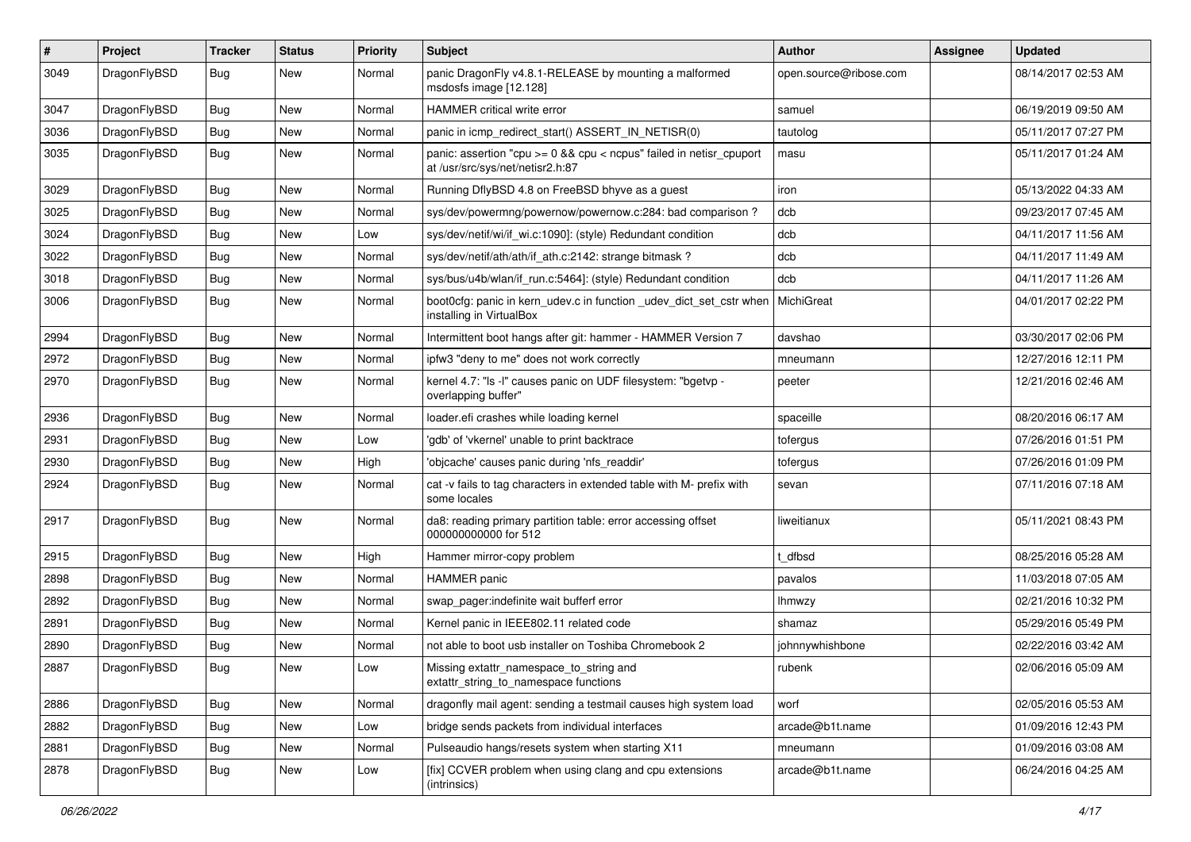| # | Project | Tracker | Status | Priority | Subject | Author | Assignee | Updated |
|---|---|---|---|---|---|---|---|---|
| 3049 | DragonFlyBSD | Bug | New | Normal | panic DragonFly v4.8.1-RELEASE by mounting a malformed msdosfs image [12.128] | open.source@ribose.com | | 08/14/2017 02:53 AM |
| 3047 | DragonFlyBSD | Bug | New | Normal | HAMMER critical write error | samuel | | 06/19/2019 09:50 AM |
| 3036 | DragonFlyBSD | Bug | New | Normal | panic in icmp_redirect_start() ASSERT_IN_NETISR(0) | tautolog | | 05/11/2017 07:27 PM |
| 3035 | DragonFlyBSD | Bug | New | Normal | panic: assertion "cpu >= 0 && cpu < ncpus" failed in netisr_cpuport at /usr/src/sys/net/netisr2.h:87 | masu | | 05/11/2017 01:24 AM |
| 3029 | DragonFlyBSD | Bug | New | Normal | Running DflyBSD 4.8 on FreeBSD bhyve as a guest | iron | | 05/13/2022 04:33 AM |
| 3025 | DragonFlyBSD | Bug | New | Normal | sys/dev/powermng/powernow/powernow.c:284: bad comparison ? | dcb | | 09/23/2017 07:45 AM |
| 3024 | DragonFlyBSD | Bug | New | Low | sys/dev/netif/wi/if_wi.c:1090]: (style) Redundant condition | dcb | | 04/11/2017 11:56 AM |
| 3022 | DragonFlyBSD | Bug | New | Normal | sys/dev/netif/ath/ath/if_ath.c:2142: strange bitmask ? | dcb | | 04/11/2017 11:49 AM |
| 3018 | DragonFlyBSD | Bug | New | Normal | sys/bus/u4b/wlan/if_run.c:5464]: (style) Redundant condition | dcb | | 04/11/2017 11:26 AM |
| 3006 | DragonFlyBSD | Bug | New | Normal | boot0cfg: panic in kern_udev.c in function _udev_dict_set_cstr when installing in VirtualBox | MichiGreat | | 04/01/2017 02:22 PM |
| 2994 | DragonFlyBSD | Bug | New | Normal | Intermittent boot hangs after git: hammer - HAMMER Version 7 | davshao | | 03/30/2017 02:06 PM |
| 2972 | DragonFlyBSD | Bug | New | Normal | ipfw3 "deny to me" does not work correctly | mneumann | | 12/27/2016 12:11 PM |
| 2970 | DragonFlyBSD | Bug | New | Normal | kernel 4.7: "ls -l" causes panic on UDF filesystem: "bgetvp - overlapping buffer" | peeter | | 12/21/2016 02:46 AM |
| 2936 | DragonFlyBSD | Bug | New | Normal | loader.efi crashes while loading kernel | spaceille | | 08/20/2016 06:17 AM |
| 2931 | DragonFlyBSD | Bug | New | Low | 'gdb' of 'vkernel' unable to print backtrace | tofergus | | 07/26/2016 01:51 PM |
| 2930 | DragonFlyBSD | Bug | New | High | 'objcache' causes panic during 'nfs_readdir' | tofergus | | 07/26/2016 01:09 PM |
| 2924 | DragonFlyBSD | Bug | New | Normal | cat -v fails to tag characters in extended table with M- prefix with some locales | sevan | | 07/11/2016 07:18 AM |
| 2917 | DragonFlyBSD | Bug | New | Normal | da8: reading primary partition table: error accessing offset 000000000000 for 512 | liweitianux | | 05/11/2021 08:43 PM |
| 2915 | DragonFlyBSD | Bug | New | High | Hammer mirror-copy problem | t_dfbsd | | 08/25/2016 05:28 AM |
| 2898 | DragonFlyBSD | Bug | New | Normal | HAMMER panic | pavalos | | 11/03/2018 07:05 AM |
| 2892 | DragonFlyBSD | Bug | New | Normal | swap_pager:indefinite wait bufferf error | lhmwzy | | 02/21/2016 10:32 PM |
| 2891 | DragonFlyBSD | Bug | New | Normal | Kernel panic in IEEE802.11 related code | shamaz | | 05/29/2016 05:49 PM |
| 2890 | DragonFlyBSD | Bug | New | Normal | not able to boot usb installer on Toshiba Chromebook 2 | johnnywhishbone | | 02/22/2016 03:42 AM |
| 2887 | DragonFlyBSD | Bug | New | Low | Missing extattr_namespace_to_string and extattr_string_to_namespace functions | rubenk | | 02/06/2016 05:09 AM |
| 2886 | DragonFlyBSD | Bug | New | Normal | dragonfly mail agent: sending a testmail causes high system load | worf | | 02/05/2016 05:53 AM |
| 2882 | DragonFlyBSD | Bug | New | Low | bridge sends packets from individual interfaces | arcade@b1t.name | | 01/09/2016 12:43 PM |
| 2881 | DragonFlyBSD | Bug | New | Normal | Pulseaudio hangs/resets system when starting X11 | mneumann | | 01/09/2016 03:08 AM |
| 2878 | DragonFlyBSD | Bug | New | Low | [fix] CCVER problem when using clang and cpu extensions (intrinsics) | arcade@b1t.name | | 06/24/2016 04:25 AM |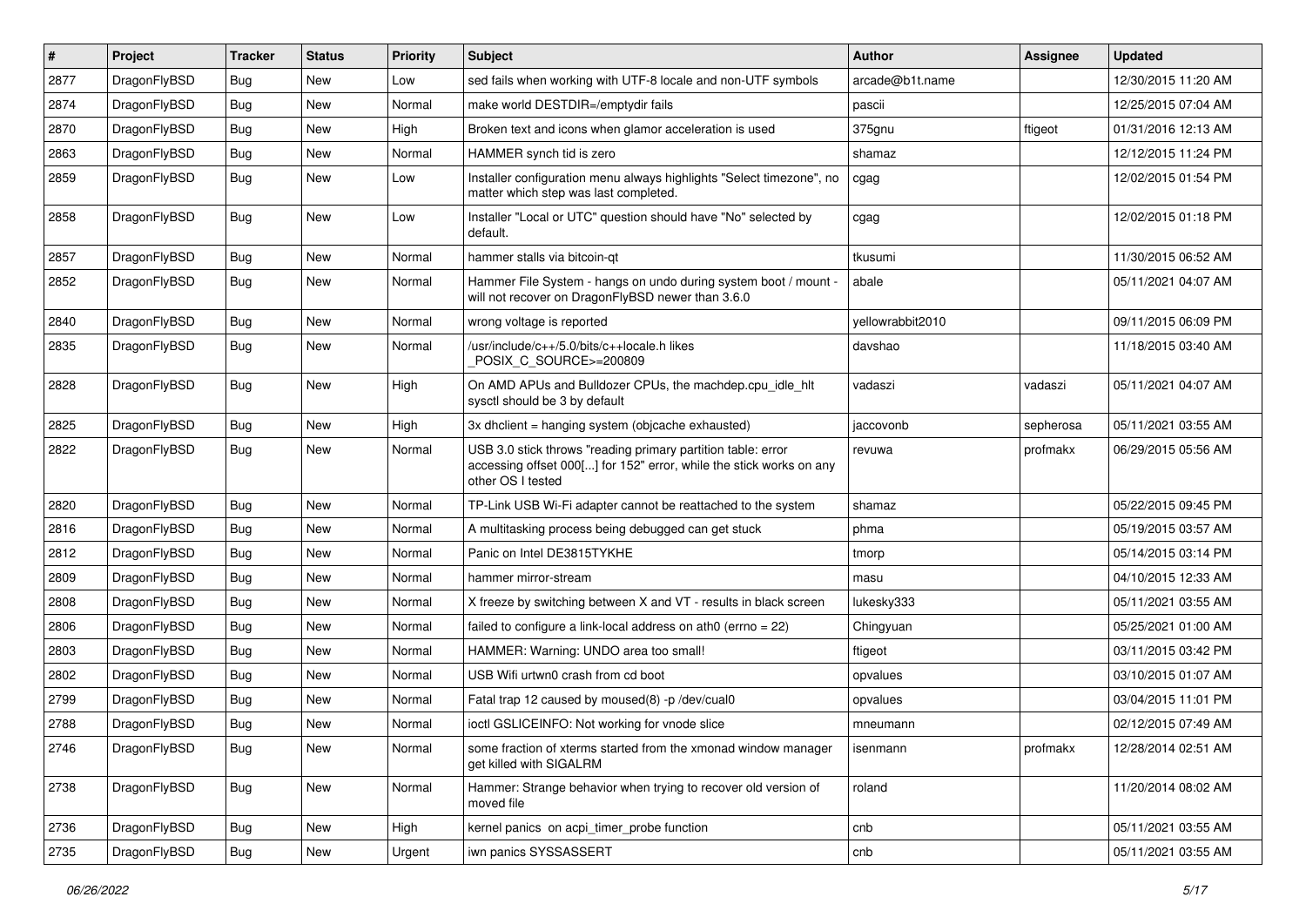| # | Project | Tracker | Status | Priority | Subject | Author | Assignee | Updated |
|---|---|---|---|---|---|---|---|---|
| 2877 | DragonFlyBSD | Bug | New | Low | sed fails when working with UTF-8 locale and non-UTF symbols | arcade@b1t.name | | 12/30/2015 11:20 AM |
| 2874 | DragonFlyBSD | Bug | New | Normal | make world DESTDIR=/emptydir fails | pascii | | 12/25/2015 07:04 AM |
| 2870 | DragonFlyBSD | Bug | New | High | Broken text and icons when glamor acceleration is used | 375gnu | ftigeot | 01/31/2016 12:13 AM |
| 2863 | DragonFlyBSD | Bug | New | Normal | HAMMER synch tid is zero | shamaz | | 12/12/2015 11:24 PM |
| 2859 | DragonFlyBSD | Bug | New | Low | Installer configuration menu always highlights "Select timezone", no matter which step was last completed. | cgag | | 12/02/2015 01:54 PM |
| 2858 | DragonFlyBSD | Bug | New | Low | Installer "Local or UTC" question should have "No" selected by default. | cgag | | 12/02/2015 01:18 PM |
| 2857 | DragonFlyBSD | Bug | New | Normal | hammer stalls via bitcoin-qt | tkusumi | | 11/30/2015 06:52 AM |
| 2852 | DragonFlyBSD | Bug | New | Normal | Hammer File System - hangs on undo during system boot / mount - will not recover on DragonFlyBSD newer than 3.6.0 | abale | | 05/11/2021 04:07 AM |
| 2840 | DragonFlyBSD | Bug | New | Normal | wrong voltage is reported | yellowrabbit2010 | | 09/11/2015 06:09 PM |
| 2835 | DragonFlyBSD | Bug | New | Normal | /usr/include/c++/5.0/bits/c++locale.h likes _POSIX_C_SOURCE>=200809 | davshao | | 11/18/2015 03:40 AM |
| 2828 | DragonFlyBSD | Bug | New | High | On AMD APUs and Bulldozer CPUs, the machdep.cpu_idle_hlt sysctl should be 3 by default | vadaszi | vadaszi | 05/11/2021 04:07 AM |
| 2825 | DragonFlyBSD | Bug | New | High | 3x dhclient = hanging system (objcache exhausted) | jaccovonb | sepherosa | 05/11/2021 03:55 AM |
| 2822 | DragonFlyBSD | Bug | New | Normal | USB 3.0 stick throws "reading primary partition table: error accessing offset 000[...] for 152" error, while the stick works on any other OS I tested | revuwa | profmakx | 06/29/2015 05:56 AM |
| 2820 | DragonFlyBSD | Bug | New | Normal | TP-Link USB Wi-Fi adapter cannot be reattached to the system | shamaz | | 05/22/2015 09:45 PM |
| 2816 | DragonFlyBSD | Bug | New | Normal | A multitasking process being debugged can get stuck | phma | | 05/19/2015 03:57 AM |
| 2812 | DragonFlyBSD | Bug | New | Normal | Panic on Intel DE3815TYKHE | tmorp | | 05/14/2015 03:14 PM |
| 2809 | DragonFlyBSD | Bug | New | Normal | hammer mirror-stream | masu | | 04/10/2015 12:33 AM |
| 2808 | DragonFlyBSD | Bug | New | Normal | X freeze by switching between X and VT - results in black screen | lukesky333 | | 05/11/2021 03:55 AM |
| 2806 | DragonFlyBSD | Bug | New | Normal | failed to configure a link-local address on ath0 (errno = 22) | Chingyuan | | 05/25/2021 01:00 AM |
| 2803 | DragonFlyBSD | Bug | New | Normal | HAMMER: Warning: UNDO area too small! | ftigeot | | 03/11/2015 03:42 PM |
| 2802 | DragonFlyBSD | Bug | New | Normal | USB Wifi urtwn0 crash from cd boot | opvalues | | 03/10/2015 01:07 AM |
| 2799 | DragonFlyBSD | Bug | New | Normal | Fatal trap 12 caused by moused(8) -p /dev/cual0 | opvalues | | 03/04/2015 11:01 PM |
| 2788 | DragonFlyBSD | Bug | New | Normal | ioctl GSLICEINFO: Not working for vnode slice | mneumann | | 02/12/2015 07:49 AM |
| 2746 | DragonFlyBSD | Bug | New | Normal | some fraction of xterms started from the xmonad window manager get killed with SIGALRM | isenmann | profmakx | 12/28/2014 02:51 AM |
| 2738 | DragonFlyBSD | Bug | New | Normal | Hammer: Strange behavior when trying to recover old version of moved file | roland | | 11/20/2014 08:02 AM |
| 2736 | DragonFlyBSD | Bug | New | High | kernel panics on acpi_timer_probe function | cnb | | 05/11/2021 03:55 AM |
| 2735 | DragonFlyBSD | Bug | New | Urgent | iwn panics SYSSASSERT | cnb | | 05/11/2021 03:55 AM |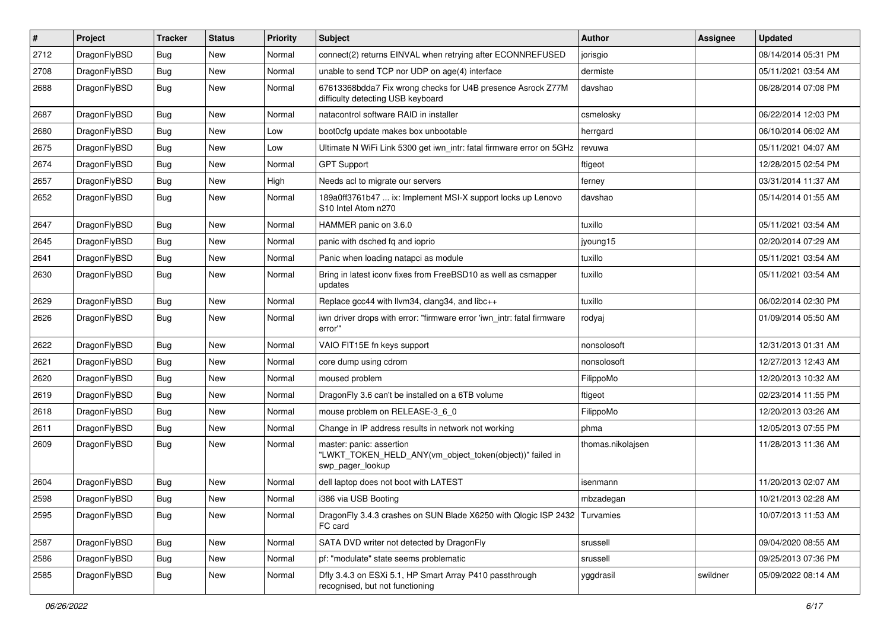| # | Project | Tracker | Status | Priority | Subject | Author | Assignee | Updated |
|---|---|---|---|---|---|---|---|---|
| 2712 | DragonFlyBSD | Bug | New | Normal | connect(2) returns EINVAL when retrying after ECONNREFUSED | jorisgio | | 08/14/2014 05:31 PM |
| 2708 | DragonFlyBSD | Bug | New | Normal | unable to send TCP nor UDP on age(4) interface | dermiste | | 05/11/2021 03:54 AM |
| 2688 | DragonFlyBSD | Bug | New | Normal | 67613368bdda7 Fix wrong checks for U4B presence Asrock Z77M difficulty detecting USB keyboard | davshao | | 06/28/2014 07:08 PM |
| 2687 | DragonFlyBSD | Bug | New | Normal | natacontrol software RAID in installer | csmelosky | | 06/22/2014 12:03 PM |
| 2680 | DragonFlyBSD | Bug | New | Low | boot0cfg update makes box unbootable | herrgard | | 06/10/2014 06:02 AM |
| 2675 | DragonFlyBSD | Bug | New | Low | Ultimate N WiFi Link 5300 get iwn_intr: fatal firmware error on 5GHz | revuwa | | 05/11/2021 04:07 AM |
| 2674 | DragonFlyBSD | Bug | New | Normal | GPT Support | ftigeot | | 12/28/2015 02:54 PM |
| 2657 | DragonFlyBSD | Bug | New | High | Needs acl to migrate our servers | ferney | | 03/31/2014 11:37 AM |
| 2652 | DragonFlyBSD | Bug | New | Normal | 189a0ff3761b47 ... ix: Implement MSI-X support locks up Lenovo S10 Intel Atom n270 | davshao | | 05/14/2014 01:55 AM |
| 2647 | DragonFlyBSD | Bug | New | Normal | HAMMER panic on 3.6.0 | tuxillo | | 05/11/2021 03:54 AM |
| 2645 | DragonFlyBSD | Bug | New | Normal | panic with dsched fq and ioprio | jyoung15 | | 02/20/2014 07:29 AM |
| 2641 | DragonFlyBSD | Bug | New | Normal | Panic when loading natapci as module | tuxillo | | 05/11/2021 03:54 AM |
| 2630 | DragonFlyBSD | Bug | New | Normal | Bring in latest iconv fixes from FreeBSD10 as well as csmapper updates | tuxillo | | 05/11/2021 03:54 AM |
| 2629 | DragonFlyBSD | Bug | New | Normal | Replace gcc44 with llvm34, clang34, and libc++ | tuxillo | | 06/02/2014 02:30 PM |
| 2626 | DragonFlyBSD | Bug | New | Normal | iwn driver drops with error: "firmware error 'iwn_intr: fatal firmware error'" | rodyaj | | 01/09/2014 05:50 AM |
| 2622 | DragonFlyBSD | Bug | New | Normal | VAIO FIT15E fn keys support | nonsolosoft | | 12/31/2013 01:31 AM |
| 2621 | DragonFlyBSD | Bug | New | Normal | core dump using cdrom | nonsolosoft | | 12/27/2013 12:43 AM |
| 2620 | DragonFlyBSD | Bug | New | Normal | moused problem | FilippoMo | | 12/20/2013 10:32 AM |
| 2619 | DragonFlyBSD | Bug | New | Normal | DragonFly 3.6 can't be installed on a 6TB volume | ftigeot | | 02/23/2014 11:55 PM |
| 2618 | DragonFlyBSD | Bug | New | Normal | mouse problem on RELEASE-3_6_0 | FilippoMo | | 12/20/2013 03:26 AM |
| 2611 | DragonFlyBSD | Bug | New | Normal | Change in IP address results in network not working | phma | | 12/05/2013 07:55 PM |
| 2609 | DragonFlyBSD | Bug | New | Normal | master: panic: assertion "LWKT_TOKEN_HELD_ANY(vm_object_token(object))" failed in swp_pager_lookup | thomas.nikolajsen | | 11/28/2013 11:36 AM |
| 2604 | DragonFlyBSD | Bug | New | Normal | dell laptop does not boot with LATEST | isenmann | | 11/20/2013 02:07 AM |
| 2598 | DragonFlyBSD | Bug | New | Normal | i386 via USB Booting | mbzadegan | | 10/21/2013 02:28 AM |
| 2595 | DragonFlyBSD | Bug | New | Normal | DragonFly 3.4.3 crashes on SUN Blade X6250 with Qlogic ISP 2432 FC card | Turvamies | | 10/07/2013 11:53 AM |
| 2587 | DragonFlyBSD | Bug | New | Normal | SATA DVD writer not detected by DragonFly | srussell | | 09/04/2020 08:55 AM |
| 2586 | DragonFlyBSD | Bug | New | Normal | pf: "modulate" state seems problematic | srussell | | 09/25/2013 07:36 PM |
| 2585 | DragonFlyBSD | Bug | New | Normal | Dfly 3.4.3 on ESXi 5.1, HP Smart Array P410 passthrough recognised, but not functioning | yggdrasil | swildner | 05/09/2022 08:14 AM |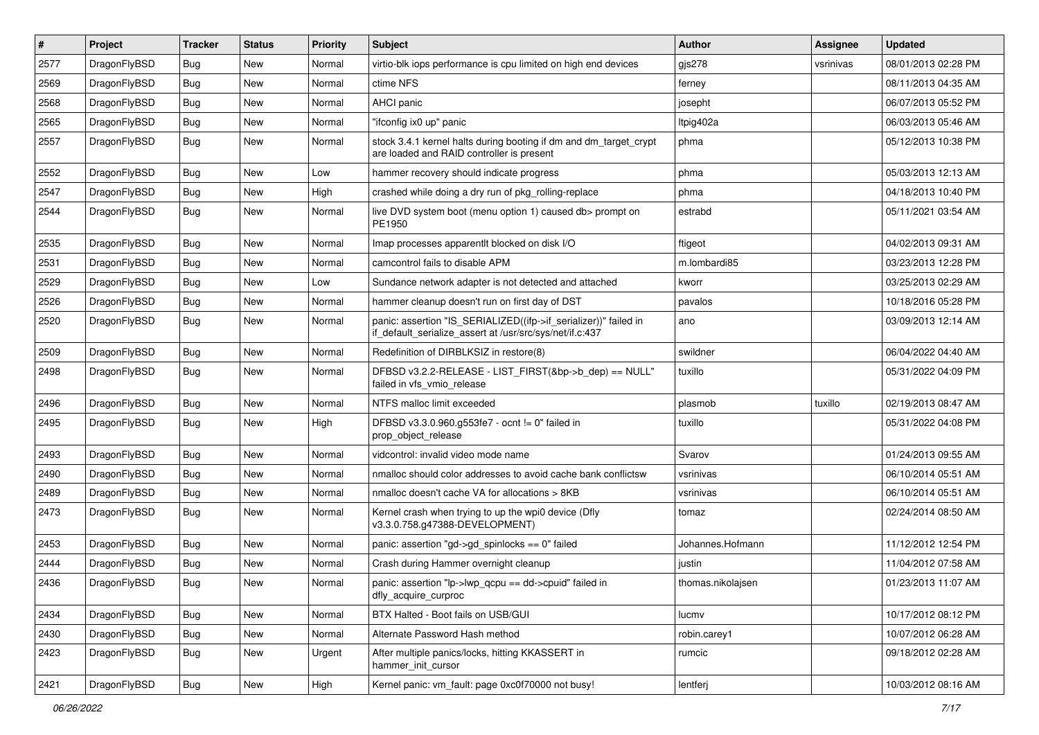| # | Project | Tracker | Status | Priority | Subject | Author | Assignee | Updated |
|---|---|---|---|---|---|---|---|---|
| 2577 | DragonFlyBSD | Bug | New | Normal | virtio-blk iops performance is cpu limited on high end devices | gjs278 | vsrinivas | 08/01/2013 02:28 PM |
| 2569 | DragonFlyBSD | Bug | New | Normal | ctime NFS | ferney | | 08/11/2013 04:35 AM |
| 2568 | DragonFlyBSD | Bug | New | Normal | AHCI panic | josepht | | 06/07/2013 05:52 PM |
| 2565 | DragonFlyBSD | Bug | New | Normal | "ifconfig ix0 up" panic | ltpig402a | | 06/03/2013 05:46 AM |
| 2557 | DragonFlyBSD | Bug | New | Normal | stock 3.4.1 kernel halts during booting if dm and dm_target_crypt are loaded and RAID controller is present | phma | | 05/12/2013 10:38 PM |
| 2552 | DragonFlyBSD | Bug | New | Low | hammer recovery should indicate progress | phma | | 05/03/2013 12:13 AM |
| 2547 | DragonFlyBSD | Bug | New | High | crashed while doing a dry run of pkg_rolling-replace | phma | | 04/18/2013 10:40 PM |
| 2544 | DragonFlyBSD | Bug | New | Normal | live DVD system boot (menu option 1) caused db> prompt on PE1950 | estrabd | | 05/11/2021 03:54 AM |
| 2535 | DragonFlyBSD | Bug | New | Normal | Imap processes apparentlt blocked on disk I/O | ftigeot | | 04/02/2013 09:31 AM |
| 2531 | DragonFlyBSD | Bug | New | Normal | camcontrol fails to disable APM | m.lombardi85 | | 03/23/2013 12:28 PM |
| 2529 | DragonFlyBSD | Bug | New | Low | Sundance network adapter is not detected and attached | kworr | | 03/25/2013 02:29 AM |
| 2526 | DragonFlyBSD | Bug | New | Normal | hammer cleanup doesn't run on first day of DST | pavalos | | 10/18/2016 05:28 PM |
| 2520 | DragonFlyBSD | Bug | New | Normal | panic: assertion "IS_SERIALIZED((ifp->if_serializer))" failed in if_default_serialize_assert at /usr/src/sys/net/if.c:437 | ano | | 03/09/2013 12:14 AM |
| 2509 | DragonFlyBSD | Bug | New | Normal | Redefinition of DIRBLKSIZ in restore(8) | swildner | | 06/04/2022 04:40 AM |
| 2498 | DragonFlyBSD | Bug | New | Normal | DFBSD v3.2.2-RELEASE - LIST_FIRST(&bp->b_dep) == NULL" failed in vfs_vmio_release | tuxillo | | 05/31/2022 04:09 PM |
| 2496 | DragonFlyBSD | Bug | New | Normal | NTFS malloc limit exceeded | plasmob | tuxillo | 02/19/2013 08:47 AM |
| 2495 | DragonFlyBSD | Bug | New | High | DFBSD v3.3.0.960.g553fe7 - ocnt != 0" failed in prop_object_release | tuxillo | | 05/31/2022 04:08 PM |
| 2493 | DragonFlyBSD | Bug | New | Normal | vidcontrol: invalid video mode name | Svarov | | 01/24/2013 09:55 AM |
| 2490 | DragonFlyBSD | Bug | New | Normal | nmalloc should color addresses to avoid cache bank conflictsw | vsrinivas | | 06/10/2014 05:51 AM |
| 2489 | DragonFlyBSD | Bug | New | Normal | nmalloc doesn't cache VA for allocations > 8KB | vsrinivas | | 06/10/2014 05:51 AM |
| 2473 | DragonFlyBSD | Bug | New | Normal | Kernel crash when trying to up the wpi0 device (Dfly v3.3.0.758.g47388-DEVELOPMENT) | tomaz | | 02/24/2014 08:50 AM |
| 2453 | DragonFlyBSD | Bug | New | Normal | panic: assertion "gd->gd_spinlocks == 0" failed | Johannes.Hofmann | | 11/12/2012 12:54 PM |
| 2444 | DragonFlyBSD | Bug | New | Normal | Crash during Hammer overnight cleanup | justin | | 11/04/2012 07:58 AM |
| 2436 | DragonFlyBSD | Bug | New | Normal | panic: assertion "lp->lwp_qcpu == dd->cpuid" failed in dfly_acquire_curproc | thomas.nikolajsen | | 01/23/2013 11:07 AM |
| 2434 | DragonFlyBSD | Bug | New | Normal | BTX Halted - Boot fails on USB/GUI | lucmv | | 10/17/2012 08:12 PM |
| 2430 | DragonFlyBSD | Bug | New | Normal | Alternate Password Hash method | robin.carey1 | | 10/07/2012 06:28 AM |
| 2423 | DragonFlyBSD | Bug | New | Urgent | After multiple panics/locks, hitting KKASSERT in hammer_init_cursor | rumcic | | 09/18/2012 02:28 AM |
| 2421 | DragonFlyBSD | Bug | New | High | Kernel panic: vm_fault: page 0xc0f70000 not busy! | lentferj | | 10/03/2012 08:16 AM |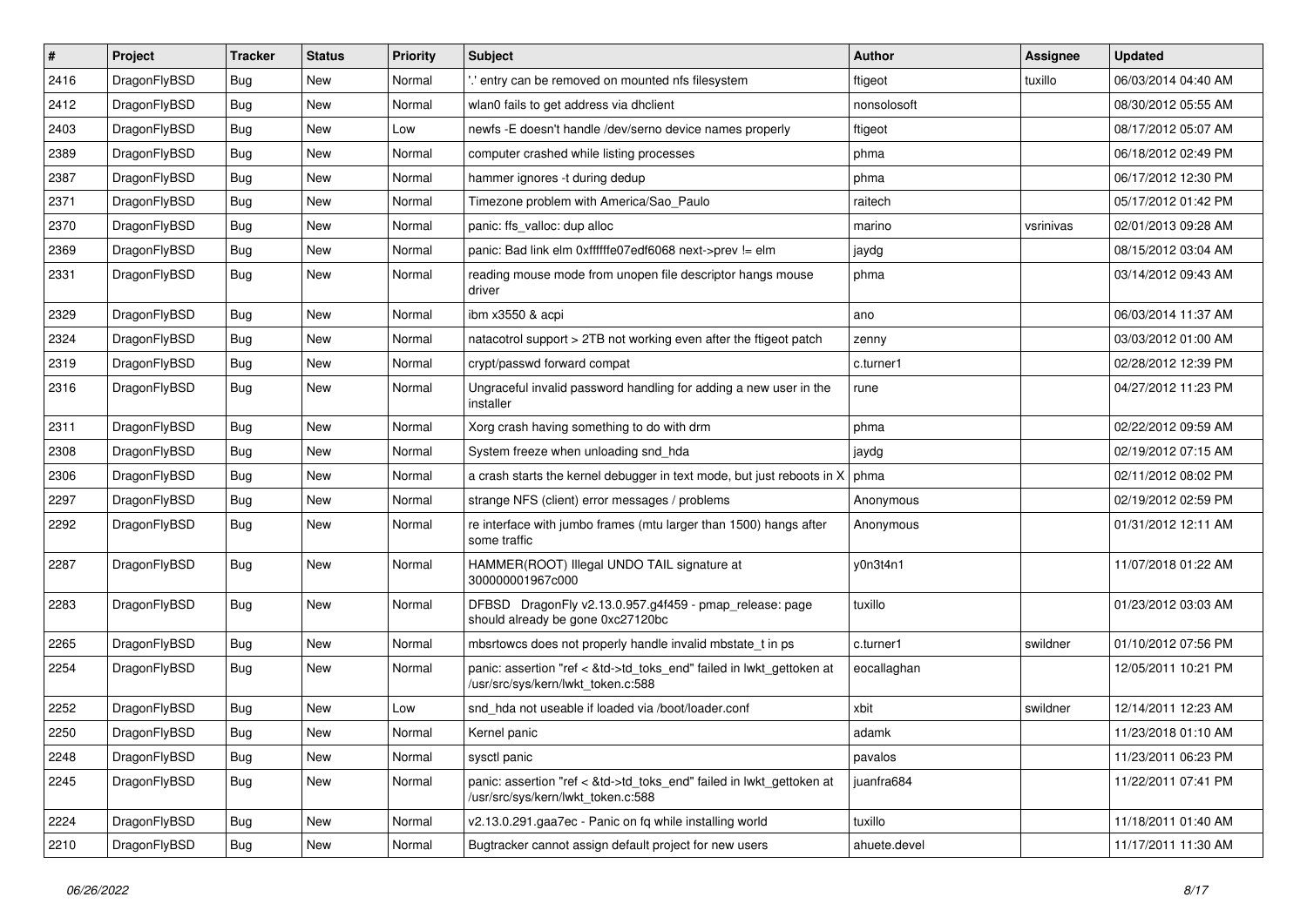| # | Project | Tracker | Status | Priority | Subject | Author | Assignee | Updated |
|---|---|---|---|---|---|---|---|---|
| 2416 | DragonFlyBSD | Bug | New | Normal | '.' entry can be removed on mounted nfs filesystem | ftigeot | tuxillo | 06/03/2014 04:40 AM |
| 2412 | DragonFlyBSD | Bug | New | Normal | wlan0 fails to get address via dhclient | nonsolosoft | | 08/30/2012 05:55 AM |
| 2403 | DragonFlyBSD | Bug | New | Low | newfs -E doesn't handle /dev/serno device names properly | ftigeot | | 08/17/2012 05:07 AM |
| 2389 | DragonFlyBSD | Bug | New | Normal | computer crashed while listing processes | phma | | 06/18/2012 02:49 PM |
| 2387 | DragonFlyBSD | Bug | New | Normal | hammer ignores -t during dedup | phma | | 06/17/2012 12:30 PM |
| 2371 | DragonFlyBSD | Bug | New | Normal | Timezone problem with America/Sao_Paulo | raitech | | 05/17/2012 01:42 PM |
| 2370 | DragonFlyBSD | Bug | New | Normal | panic: ffs_valloc: dup alloc | marino | vsrinivas | 02/01/2013 09:28 AM |
| 2369 | DragonFlyBSD | Bug | New | Normal | panic: Bad link elm 0xffffffe07edf6068 next->prev != elm | jaydg | | 08/15/2012 03:04 AM |
| 2331 | DragonFlyBSD | Bug | New | Normal | reading mouse mode from unopen file descriptor hangs mouse driver | phma | | 03/14/2012 09:43 AM |
| 2329 | DragonFlyBSD | Bug | New | Normal | ibm x3550 & acpi | ano | | 06/03/2014 11:37 AM |
| 2324 | DragonFlyBSD | Bug | New | Normal | natacotrol support > 2TB not working even after the ftigeot patch | zenny | | 03/03/2012 01:00 AM |
| 2319 | DragonFlyBSD | Bug | New | Normal | crypt/passwd forward compat | c.turner1 | | 02/28/2012 12:39 PM |
| 2316 | DragonFlyBSD | Bug | New | Normal | Ungraceful invalid password handling for adding a new user in the installer | rune | | 04/27/2012 11:23 PM |
| 2311 | DragonFlyBSD | Bug | New | Normal | Xorg crash having something to do with drm | phma | | 02/22/2012 09:59 AM |
| 2308 | DragonFlyBSD | Bug | New | Normal | System freeze when unloading snd_hda | jaydg | | 02/19/2012 07:15 AM |
| 2306 | DragonFlyBSD | Bug | New | Normal | a crash starts the kernel debugger in text mode, but just reboots in X | phma | | 02/11/2012 08:02 PM |
| 2297 | DragonFlyBSD | Bug | New | Normal | strange NFS (client) error messages / problems | Anonymous | | 02/19/2012 02:59 PM |
| 2292 | DragonFlyBSD | Bug | New | Normal | re interface with jumbo frames (mtu larger than 1500) hangs after some traffic | Anonymous | | 01/31/2012 12:11 AM |
| 2287 | DragonFlyBSD | Bug | New | Normal | HAMMER(ROOT) Illegal UNDO TAIL signature at 300000001967c000 | y0n3t4n1 | | 11/07/2018 01:22 AM |
| 2283 | DragonFlyBSD | Bug | New | Normal | DFBSD DragonFly v2.13.0.957.g4f459 - pmap_release: page should already be gone 0xc27120bc | tuxillo | | 01/23/2012 03:03 AM |
| 2265 | DragonFlyBSD | Bug | New | Normal | mbsrtowcs does not properly handle invalid mbstate_t in ps | c.turner1 | swildner | 01/10/2012 07:56 PM |
| 2254 | DragonFlyBSD | Bug | New | Normal | panic: assertion "ref < &td->td_toks_end" failed in lwkt_gettoken at /usr/src/sys/kern/lwkt_token.c:588 | eocallaghan | | 12/05/2011 10:21 PM |
| 2252 | DragonFlyBSD | Bug | New | Low | snd_hda not useable if loaded via /boot/loader.conf | xbit | swildner | 12/14/2011 12:23 AM |
| 2250 | DragonFlyBSD | Bug | New | Normal | Kernel panic | adamk | | 11/23/2018 01:10 AM |
| 2248 | DragonFlyBSD | Bug | New | Normal | sysctl panic | pavalos | | 11/23/2011 06:23 PM |
| 2245 | DragonFlyBSD | Bug | New | Normal | panic: assertion "ref < &td->td_toks_end" failed in lwkt_gettoken at /usr/src/sys/kern/lwkt_token.c:588 | juanfra684 | | 11/22/2011 07:41 PM |
| 2224 | DragonFlyBSD | Bug | New | Normal | v2.13.0.291.gaa7ec - Panic on fq while installing world | tuxillo | | 11/18/2011 01:40 AM |
| 2210 | DragonFlyBSD | Bug | New | Normal | Bugtracker cannot assign default project for new users | ahuete.devel | | 11/17/2011 11:30 AM |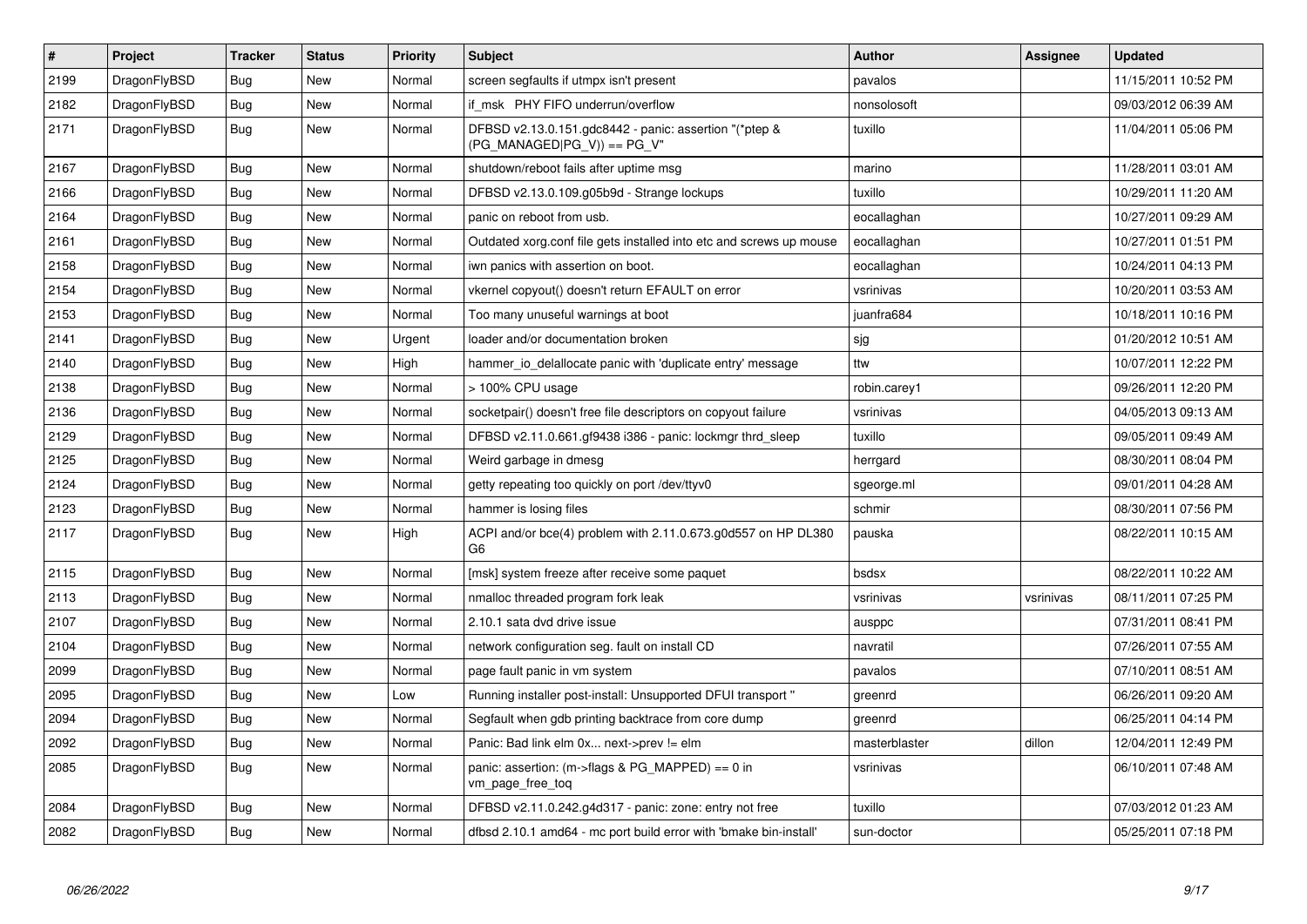| # | Project | Tracker | Status | Priority | Subject | Author | Assignee | Updated |
|---|---|---|---|---|---|---|---|---|
| 2199 | DragonFlyBSD | Bug | New | Normal | screen segfaults if utmpx isn't present | pavalos | | 11/15/2011 10:52 PM |
| 2182 | DragonFlyBSD | Bug | New | Normal | if_msk PHY FIFO underrun/overflow | nonsolosoft | | 09/03/2012 06:39 AM |
| 2171 | DragonFlyBSD | Bug | New | Normal | DFBSD v2.13.0.151.gdc8442 - panic: assertion "(*ptep & (PG_MANAGED\|PG_V)) == PG_V" | tuxillo | | 11/04/2011 05:06 PM |
| 2167 | DragonFlyBSD | Bug | New | Normal | shutdown/reboot fails after uptime msg | marino | | 11/28/2011 03:01 AM |
| 2166 | DragonFlyBSD | Bug | New | Normal | DFBSD v2.13.0.109.g05b9d - Strange lockups | tuxillo | | 10/29/2011 11:20 AM |
| 2164 | DragonFlyBSD | Bug | New | Normal | panic on reboot from usb. | eocallaghan | | 10/27/2011 09:29 AM |
| 2161 | DragonFlyBSD | Bug | New | Normal | Outdated xorg.conf file gets installed into etc and screws up mouse | eocallaghan | | 10/27/2011 01:51 PM |
| 2158 | DragonFlyBSD | Bug | New | Normal | iwn panics with assertion on boot. | eocallaghan | | 10/24/2011 04:13 PM |
| 2154 | DragonFlyBSD | Bug | New | Normal | vkernel copyout() doesn't return EFAULT on error | vsrinivas | | 10/20/2011 03:53 AM |
| 2153 | DragonFlyBSD | Bug | New | Normal | Too many unuseful warnings at boot | juanfra684 | | 10/18/2011 10:16 PM |
| 2141 | DragonFlyBSD | Bug | New | Urgent | loader and/or documentation broken | sjg | | 01/20/2012 10:51 AM |
| 2140 | DragonFlyBSD | Bug | New | High | hammer_io_delallocate panic with 'duplicate entry' message | ttw | | 10/07/2011 12:22 PM |
| 2138 | DragonFlyBSD | Bug | New | Normal | > 100% CPU usage | robin.carey1 | | 09/26/2011 12:20 PM |
| 2136 | DragonFlyBSD | Bug | New | Normal | socketpair() doesn't free file descriptors on copyout failure | vsrinivas | | 04/05/2013 09:13 AM |
| 2129 | DragonFlyBSD | Bug | New | Normal | DFBSD v2.11.0.661.gf9438 i386 - panic: lockmgr thrd_sleep | tuxillo | | 09/05/2011 09:49 AM |
| 2125 | DragonFlyBSD | Bug | New | Normal | Weird garbage in dmesg | herrgard | | 08/30/2011 08:04 PM |
| 2124 | DragonFlyBSD | Bug | New | Normal | getty repeating too quickly on port /dev/ttyv0 | sgeorge.ml | | 09/01/2011 04:28 AM |
| 2123 | DragonFlyBSD | Bug | New | Normal | hammer is losing files | schmir | | 08/30/2011 07:56 PM |
| 2117 | DragonFlyBSD | Bug | New | High | ACPI and/or bce(4) problem with 2.11.0.673.g0d557 on HP DL380 G6 | pauska | | 08/22/2011 10:15 AM |
| 2115 | DragonFlyBSD | Bug | New | Normal | [msk] system freeze after receive some paquet | bsdsx | | 08/22/2011 10:22 AM |
| 2113 | DragonFlyBSD | Bug | New | Normal | nmalloc threaded program fork leak | vsrinivas | vsrinivas | 08/11/2011 07:25 PM |
| 2107 | DragonFlyBSD | Bug | New | Normal | 2.10.1 sata dvd drive issue | ausppc | | 07/31/2011 08:41 PM |
| 2104 | DragonFlyBSD | Bug | New | Normal | network configuration seg. fault on install CD | navratil | | 07/26/2011 07:55 AM |
| 2099 | DragonFlyBSD | Bug | New | Normal | page fault panic in vm system | pavalos | | 07/10/2011 08:51 AM |
| 2095 | DragonFlyBSD | Bug | New | Low | Running installer post-install: Unsupported DFUI transport " | greenrd | | 06/26/2011 09:20 AM |
| 2094 | DragonFlyBSD | Bug | New | Normal | Segfault when gdb printing backtrace from core dump | greenrd | | 06/25/2011 04:14 PM |
| 2092 | DragonFlyBSD | Bug | New | Normal | Panic: Bad link elm 0x... next->prev != elm | masterblaster | dillon | 12/04/2011 12:49 PM |
| 2085 | DragonFlyBSD | Bug | New | Normal | panic: assertion: (m->flags & PG_MAPPED) == 0 in vm_page_free_toq | vsrinivas | | 06/10/2011 07:48 AM |
| 2084 | DragonFlyBSD | Bug | New | Normal | DFBSD v2.11.0.242.g4d317 - panic: zone: entry not free | tuxillo | | 07/03/2012 01:23 AM |
| 2082 | DragonFlyBSD | Bug | New | Normal | dfbsd 2.10.1 amd64 - mc port build error with 'bmake bin-install' | sun-doctor | | 05/25/2011 07:18 PM |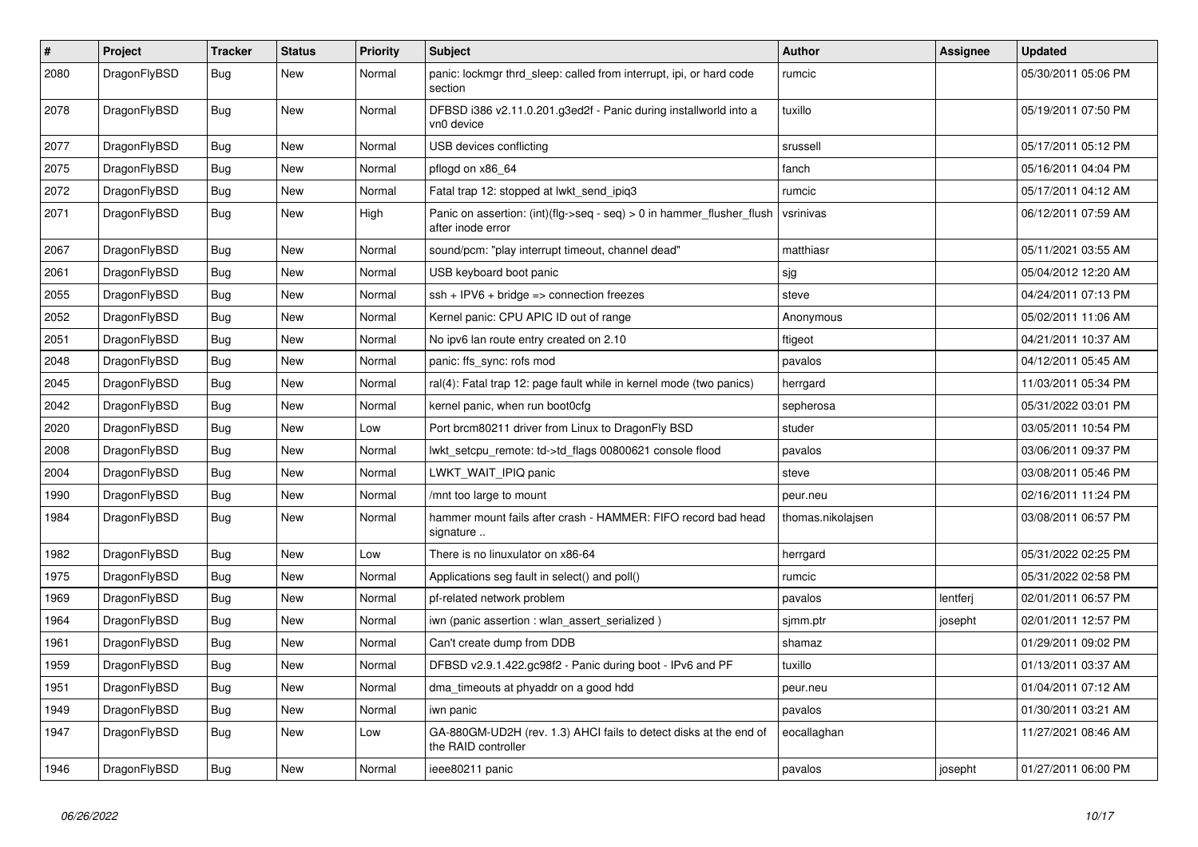| # | Project | Tracker | Status | Priority | Subject | Author | Assignee | Updated |
|---|---|---|---|---|---|---|---|---|
| 2080 | DragonFlyBSD | Bug | New | Normal | panic: lockmgr thrd_sleep: called from interrupt, ipi, or hard code section | rumcic | | 05/30/2011 05:06 PM |
| 2078 | DragonFlyBSD | Bug | New | Normal | DFBSD i386 v2.11.0.201.g3ed2f - Panic during installworld into a vn0 device | tuxillo | | 05/19/2011 07:50 PM |
| 2077 | DragonFlyBSD | Bug | New | Normal | USB devices conflicting | srussell | | 05/17/2011 05:12 PM |
| 2075 | DragonFlyBSD | Bug | New | Normal | pflogd on x86_64 | fanch | | 05/16/2011 04:04 PM |
| 2072 | DragonFlyBSD | Bug | New | Normal | Fatal trap 12: stopped at lwkt_send_ipiq3 | rumcic | | 05/17/2011 04:12 AM |
| 2071 | DragonFlyBSD | Bug | New | High | Panic on assertion: (int)(flg->seq - seq) > 0 in hammer_flusher_flush after inode error | vsrinivas | | 06/12/2011 07:59 AM |
| 2067 | DragonFlyBSD | Bug | New | Normal | sound/pcm: "play interrupt timeout, channel dead" | matthiasr | | 05/11/2021 03:55 AM |
| 2061 | DragonFlyBSD | Bug | New | Normal | USB keyboard boot panic | sjg | | 05/04/2012 12:20 AM |
| 2055 | DragonFlyBSD | Bug | New | Normal | ssh + IPV6 + bridge => connection freezes | steve | | 04/24/2011 07:13 PM |
| 2052 | DragonFlyBSD | Bug | New | Normal | Kernel panic: CPU APIC ID out of range | Anonymous | | 05/02/2011 11:06 AM |
| 2051 | DragonFlyBSD | Bug | New | Normal | No ipv6 lan route entry created on 2.10 | ftigeot | | 04/21/2011 10:37 AM |
| 2048 | DragonFlyBSD | Bug | New | Normal | panic: ffs_sync: rofs mod | pavalos | | 04/12/2011 05:45 AM |
| 2045 | DragonFlyBSD | Bug | New | Normal | ral(4): Fatal trap 12: page fault while in kernel mode (two panics) | herrgard | | 11/03/2011 05:34 PM |
| 2042 | DragonFlyBSD | Bug | New | Normal | kernel panic, when run boot0cfg | sepherosa | | 05/31/2022 03:01 PM |
| 2020 | DragonFlyBSD | Bug | New | Low | Port brcm80211 driver from Linux to DragonFly BSD | studer | | 03/05/2011 10:54 PM |
| 2008 | DragonFlyBSD | Bug | New | Normal | lwkt_setcpu_remote: td->td_flags 00800621 console flood | pavalos | | 03/06/2011 09:37 PM |
| 2004 | DragonFlyBSD | Bug | New | Normal | LWKT_WAIT_IPIQ panic | steve | | 03/08/2011 05:46 PM |
| 1990 | DragonFlyBSD | Bug | New | Normal | /mnt too large to mount | peur.neu | | 02/16/2011 11:24 PM |
| 1984 | DragonFlyBSD | Bug | New | Normal | hammer mount fails after crash - HAMMER: FIFO record bad head signature .. | thomas.nikolajsen | | 03/08/2011 06:57 PM |
| 1982 | DragonFlyBSD | Bug | New | Low | There is no linuxulator on x86-64 | herrgard | | 05/31/2022 02:25 PM |
| 1975 | DragonFlyBSD | Bug | New | Normal | Applications seg fault in select() and poll() | rumcic | | 05/31/2022 02:58 PM |
| 1969 | DragonFlyBSD | Bug | New | Normal | pf-related network problem | pavalos | lentferj | 02/01/2011 06:57 PM |
| 1964 | DragonFlyBSD | Bug | New | Normal | iwn (panic assertion : wlan_assert_serialized ) | sjmm.ptr | josepht | 02/01/2011 12:57 PM |
| 1961 | DragonFlyBSD | Bug | New | Normal | Can't create dump from DDB | shamaz | | 01/29/2011 09:02 PM |
| 1959 | DragonFlyBSD | Bug | New | Normal | DFBSD v2.9.1.422.gc98f2 - Panic during boot - IPv6 and PF | tuxillo | | 01/13/2011 03:37 AM |
| 1951 | DragonFlyBSD | Bug | New | Normal | dma_timeouts at phyaddr on a good hdd | peur.neu | | 01/04/2011 07:12 AM |
| 1949 | DragonFlyBSD | Bug | New | Normal | iwn panic | pavalos | | 01/30/2011 03:21 AM |
| 1947 | DragonFlyBSD | Bug | New | Low | GA-880GM-UD2H (rev. 1.3) AHCI fails to detect disks at the end of the RAID controller | eocallaghan | | 11/27/2021 08:46 AM |
| 1946 | DragonFlyBSD | Bug | New | Normal | ieee80211 panic | pavalos | josepht | 01/27/2011 06:00 PM |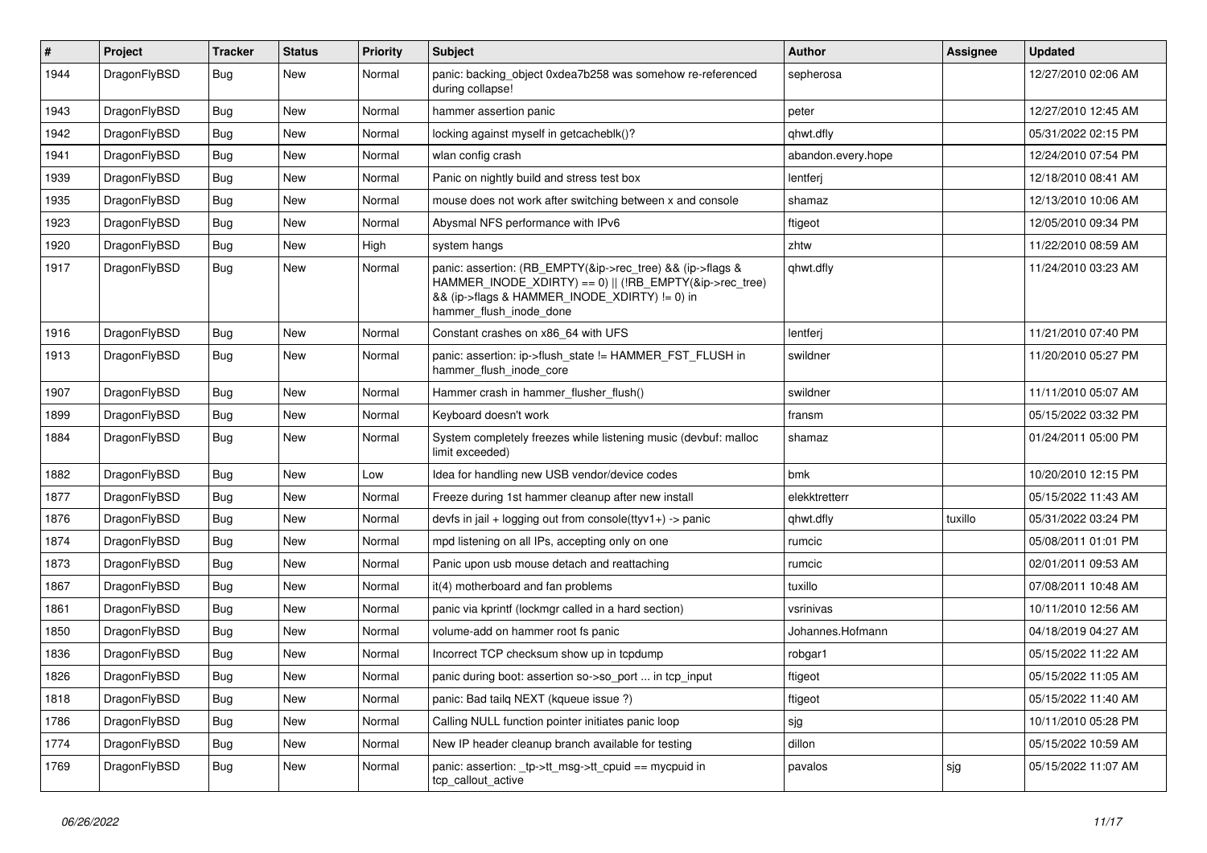| # | Project | Tracker | Status | Priority | Subject | Author | Assignee | Updated |
|---|---|---|---|---|---|---|---|---|
| 1944 | DragonFlyBSD | Bug | New | Normal | panic: backing_object 0xdea7b258 was somehow re-referenced during collapse! | sepherosa | | 12/27/2010 02:06 AM |
| 1943 | DragonFlyBSD | Bug | New | Normal | hammer assertion panic | peter | | 12/27/2010 12:45 AM |
| 1942 | DragonFlyBSD | Bug | New | Normal | locking against myself in getcacheblk()? | qhwt.dfly | | 05/31/2022 02:15 PM |
| 1941 | DragonFlyBSD | Bug | New | Normal | wlan config crash | abandon.every.hope | | 12/24/2010 07:54 PM |
| 1939 | DragonFlyBSD | Bug | New | Normal | Panic on nightly build and stress test box | lentferj | | 12/18/2010 08:41 AM |
| 1935 | DragonFlyBSD | Bug | New | Normal | mouse does not work after switching between x and console | shamaz | | 12/13/2010 10:06 AM |
| 1923 | DragonFlyBSD | Bug | New | Normal | Abysmal NFS performance with IPv6 | ftigeot | | 12/05/2010 09:34 PM |
| 1920 | DragonFlyBSD | Bug | New | High | system hangs | zhtw | | 11/22/2010 08:59 AM |
| 1917 | DragonFlyBSD | Bug | New | Normal | panic: assertion: (RB_EMPTY(&ip->rec_tree) && (ip->flags & HAMMER_INODE_XDIRTY) == 0) \|\| (!RB_EMPTY(&ip->rec_tree) && (ip->flags & HAMMER_INODE_XDIRTY) != 0) in hammer_flush_inode_done | qhwt.dfly | | 11/24/2010 03:23 AM |
| 1916 | DragonFlyBSD | Bug | New | Normal | Constant crashes on x86_64 with UFS | lentferj | | 11/21/2010 07:40 PM |
| 1913 | DragonFlyBSD | Bug | New | Normal | panic: assertion: ip->flush_state != HAMMER_FST_FLUSH in hammer_flush_inode_core | swildner | | 11/20/2010 05:27 PM |
| 1907 | DragonFlyBSD | Bug | New | Normal | Hammer crash in hammer_flusher_flush() | swildner | | 11/11/2010 05:07 AM |
| 1899 | DragonFlyBSD | Bug | New | Normal | Keyboard doesn't work | fransm | | 05/15/2022 03:32 PM |
| 1884 | DragonFlyBSD | Bug | New | Normal | System completely freezes while listening music (devbuf: malloc limit exceeded) | shamaz | | 01/24/2011 05:00 PM |
| 1882 | DragonFlyBSD | Bug | New | Low | Idea for handling new USB vendor/device codes | bmk | | 10/20/2010 12:15 PM |
| 1877 | DragonFlyBSD | Bug | New | Normal | Freeze during 1st hammer cleanup after new install | elekktretterr | | 05/15/2022 11:43 AM |
| 1876 | DragonFlyBSD | Bug | New | Normal | devfs in jail + logging out from console(ttyv1+) -> panic | qhwt.dfly | tuxillo | 05/31/2022 03:24 PM |
| 1874 | DragonFlyBSD | Bug | New | Normal | mpd listening on all IPs, accepting only on one | rumcic | | 05/08/2011 01:01 PM |
| 1873 | DragonFlyBSD | Bug | New | Normal | Panic upon usb mouse detach and reattaching | rumcic | | 02/01/2011 09:53 AM |
| 1867 | DragonFlyBSD | Bug | New | Normal | it(4) motherboard and fan problems | tuxillo | | 07/08/2011 10:48 AM |
| 1861 | DragonFlyBSD | Bug | New | Normal | panic via kprintf (lockmgr called in a hard section) | vsrinivas | | 10/11/2010 12:56 AM |
| 1850 | DragonFlyBSD | Bug | New | Normal | volume-add on hammer root fs panic | Johannes.Hofmann | | 04/18/2019 04:27 AM |
| 1836 | DragonFlyBSD | Bug | New | Normal | Incorrect TCP checksum show up in tcpdump | robgar1 | | 05/15/2022 11:22 AM |
| 1826 | DragonFlyBSD | Bug | New | Normal | panic during boot: assertion so->so_port ... in tcp_input | ftigeot | | 05/15/2022 11:05 AM |
| 1818 | DragonFlyBSD | Bug | New | Normal | panic: Bad tailq NEXT (kqueue issue ?) | ftigeot | | 05/15/2022 11:40 AM |
| 1786 | DragonFlyBSD | Bug | New | Normal | Calling NULL function pointer initiates panic loop | sjg | | 10/11/2010 05:28 PM |
| 1774 | DragonFlyBSD | Bug | New | Normal | New IP header cleanup branch available for testing | dillon | | 05/15/2022 10:59 AM |
| 1769 | DragonFlyBSD | Bug | New | Normal | panic: assertion: _tp->tt_msg->tt_cpuid == mycpuid in tcp_callout_active | pavalos | sjg | 05/15/2022 11:07 AM |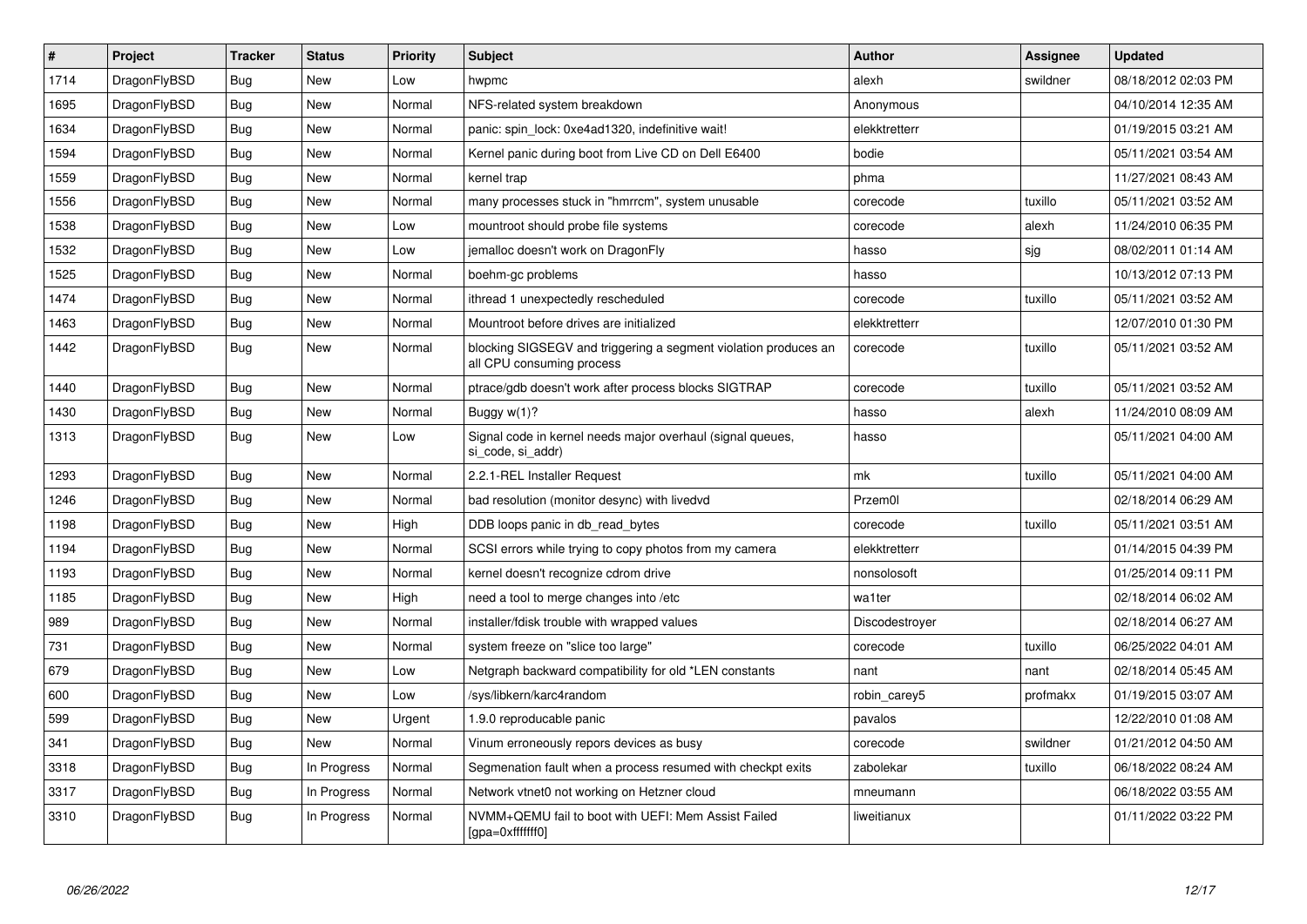| # | Project | Tracker | Status | Priority | Subject | Author | Assignee | Updated |
|---|---|---|---|---|---|---|---|---|
| 1714 | DragonFlyBSD | Bug | New | Low | hwpmc | alexh | swildner | 08/18/2012 02:03 PM |
| 1695 | DragonFlyBSD | Bug | New | Normal | NFS-related system breakdown | Anonymous | | 04/10/2014 12:35 AM |
| 1634 | DragonFlyBSD | Bug | New | Normal | panic: spin_lock: 0xe4ad1320, indefinitive wait! | elekktretterr | | 01/19/2015 03:21 AM |
| 1594 | DragonFlyBSD | Bug | New | Normal | Kernel panic during boot from Live CD on Dell E6400 | bodie | | 05/11/2021 03:54 AM |
| 1559 | DragonFlyBSD | Bug | New | Normal | kernel trap | phma | | 11/27/2021 08:43 AM |
| 1556 | DragonFlyBSD | Bug | New | Normal | many processes stuck in "hmrrcm", system unusable | corecode | tuxillo | 05/11/2021 03:52 AM |
| 1538 | DragonFlyBSD | Bug | New | Low | mountroot should probe file systems | corecode | alexh | 11/24/2010 06:35 PM |
| 1532 | DragonFlyBSD | Bug | New | Low | jemalloc doesn't work on DragonFly | hasso | sjg | 08/02/2011 01:14 AM |
| 1525 | DragonFlyBSD | Bug | New | Normal | boehm-gc problems | hasso | | 10/13/2012 07:13 PM |
| 1474 | DragonFlyBSD | Bug | New | Normal | ithread 1 unexpectedly rescheduled | corecode | tuxillo | 05/11/2021 03:52 AM |
| 1463 | DragonFlyBSD | Bug | New | Normal | Mountroot before drives are initialized | elekktretterr | | 12/07/2010 01:30 PM |
| 1442 | DragonFlyBSD | Bug | New | Normal | blocking SIGSEGV and triggering a segment violation produces an all CPU consuming process | corecode | tuxillo | 05/11/2021 03:52 AM |
| 1440 | DragonFlyBSD | Bug | New | Normal | ptrace/gdb doesn't work after process blocks SIGTRAP | corecode | tuxillo | 05/11/2021 03:52 AM |
| 1430 | DragonFlyBSD | Bug | New | Normal | Buggy w(1)? | hasso | alexh | 11/24/2010 08:09 AM |
| 1313 | DragonFlyBSD | Bug | New | Low | Signal code in kernel needs major overhaul (signal queues, si_code, si_addr) | hasso | | 05/11/2021 04:00 AM |
| 1293 | DragonFlyBSD | Bug | New | Normal | 2.2.1-REL Installer Request | mk | tuxillo | 05/11/2021 04:00 AM |
| 1246 | DragonFlyBSD | Bug | New | Normal | bad resolution (monitor desync) with livedvd | Przem0l | | 02/18/2014 06:29 AM |
| 1198 | DragonFlyBSD | Bug | New | High | DDB loops panic in db_read_bytes | corecode | tuxillo | 05/11/2021 03:51 AM |
| 1194 | DragonFlyBSD | Bug | New | Normal | SCSI errors while trying to copy photos from my camera | elekktretterr | | 01/14/2015 04:39 PM |
| 1193 | DragonFlyBSD | Bug | New | Normal | kernel doesn't recognize cdrom drive | nonsolosoft | | 01/25/2014 09:11 PM |
| 1185 | DragonFlyBSD | Bug | New | High | need a tool to merge changes into /etc | wa1ter | | 02/18/2014 06:02 AM |
| 989 | DragonFlyBSD | Bug | New | Normal | installer/fdisk trouble with wrapped values | Discodestroyer | | 02/18/2014 06:27 AM |
| 731 | DragonFlyBSD | Bug | New | Normal | system freeze on "slice too large" | corecode | tuxillo | 06/25/2022 04:01 AM |
| 679 | DragonFlyBSD | Bug | New | Low | Netgraph backward compatibility for old *LEN constants | nant | nant | 02/18/2014 05:45 AM |
| 600 | DragonFlyBSD | Bug | New | Low | /sys/libkern/karc4random | robin_carey5 | profmakx | 01/19/2015 03:07 AM |
| 599 | DragonFlyBSD | Bug | New | Urgent | 1.9.0 reproducable panic | pavalos | | 12/22/2010 01:08 AM |
| 341 | DragonFlyBSD | Bug | New | Normal | Vinum erroneously repors devices as busy | corecode | swildner | 01/21/2012 04:50 AM |
| 3318 | DragonFlyBSD | Bug | In Progress | Normal | Segmenation fault when a process resumed with checkpt exits | zabolekar | tuxillo | 06/18/2022 08:24 AM |
| 3317 | DragonFlyBSD | Bug | In Progress | Normal | Network vtnet0 not working on Hetzner cloud | mneumann | | 06/18/2022 03:55 AM |
| 3310 | DragonFlyBSD | Bug | In Progress | Normal | NVMM+QEMU fail to boot with UEFI: Mem Assist Failed [gpa=0xfffffff0] | liweitianux | | 01/11/2022 03:22 PM |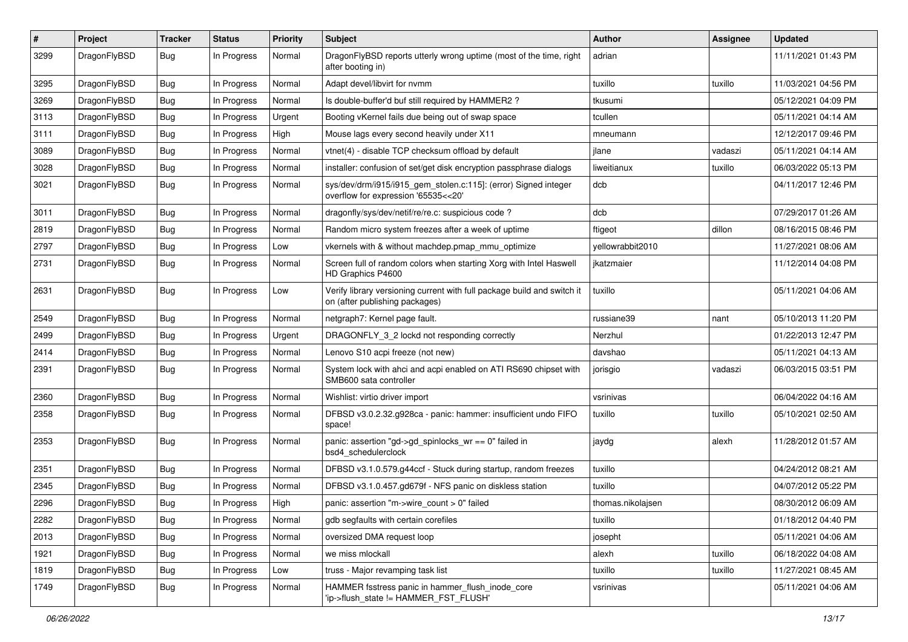| # | Project | Tracker | Status | Priority | Subject | Author | Assignee | Updated |
|---|---|---|---|---|---|---|---|---|
| 3299 | DragonFlyBSD | Bug | In Progress | Normal | DragonFlyBSD reports utterly wrong uptime (most of the time, right after booting in) | adrian | | 11/11/2021 01:43 PM |
| 3295 | DragonFlyBSD | Bug | In Progress | Normal | Adapt devel/libvirt for nvmm | tuxillo | tuxillo | 11/03/2021 04:56 PM |
| 3269 | DragonFlyBSD | Bug | In Progress | Normal | Is double-buffer'd buf still required by HAMMER2 ? | tkusumi | | 05/12/2021 04:09 PM |
| 3113 | DragonFlyBSD | Bug | In Progress | Urgent | Booting vKernel fails due being out of swap space | tcullen | | 05/11/2021 04:14 AM |
| 3111 | DragonFlyBSD | Bug | In Progress | High | Mouse lags every second heavily under X11 | mneumann | | 12/12/2017 09:46 PM |
| 3089 | DragonFlyBSD | Bug | In Progress | Normal | vtnet(4) - disable TCP checksum offload by default | jlane | vadaszi | 05/11/2021 04:14 AM |
| 3028 | DragonFlyBSD | Bug | In Progress | Normal | installer: confusion of set/get disk encryption passphrase dialogs | liweitianux | tuxillo | 06/03/2022 05:13 PM |
| 3021 | DragonFlyBSD | Bug | In Progress | Normal | sys/dev/drm/i915/i915_gem_stolen.c:115]: (error) Signed integer overflow for expression '65535<<20' | dcb | | 04/11/2017 12:46 PM |
| 3011 | DragonFlyBSD | Bug | In Progress | Normal | dragonfly/sys/dev/netif/re/re.c: suspicious code ? | dcb | | 07/29/2017 01:26 AM |
| 2819 | DragonFlyBSD | Bug | In Progress | Normal | Random micro system freezes after a week of uptime | ftigeot | dillon | 08/16/2015 08:46 PM |
| 2797 | DragonFlyBSD | Bug | In Progress | Low | vkernels with & without machdep.pmap_mmu_optimize | yellowrabbit2010 | | 11/27/2021 08:06 AM |
| 2731 | DragonFlyBSD | Bug | In Progress | Normal | Screen full of random colors when starting Xorg with Intel Haswell HD Graphics P4600 | jkatzmaier | | 11/12/2014 04:08 PM |
| 2631 | DragonFlyBSD | Bug | In Progress | Low | Verify library versioning current with full package build and switch it on (after publishing packages) | tuxillo | | 05/11/2021 04:06 AM |
| 2549 | DragonFlyBSD | Bug | In Progress | Normal | netgraph7: Kernel page fault. | russiane39 | nant | 05/10/2013 11:20 PM |
| 2499 | DragonFlyBSD | Bug | In Progress | Urgent | DRAGONFLY_3_2 lockd not responding correctly | Nerzhul | | 01/22/2013 12:47 PM |
| 2414 | DragonFlyBSD | Bug | In Progress | Normal | Lenovo S10 acpi freeze (not new) | davshao | | 05/11/2021 04:13 AM |
| 2391 | DragonFlyBSD | Bug | In Progress | Normal | System lock with ahci and acpi enabled on ATI RS690 chipset with SMB600 sata controller | jorisgio | vadaszi | 06/03/2015 03:51 PM |
| 2360 | DragonFlyBSD | Bug | In Progress | Normal | Wishlist: virtio driver import | vsrinivas | | 06/04/2022 04:16 AM |
| 2358 | DragonFlyBSD | Bug | In Progress | Normal | DFBSD v3.0.2.32.g928ca - panic: hammer: insufficient undo FIFO space! | tuxillo | tuxillo | 05/10/2021 02:50 AM |
| 2353 | DragonFlyBSD | Bug | In Progress | Normal | panic: assertion "gd->gd_spinlocks_wr == 0" failed in bsd4_schedulerclock | jaydg | alexh | 11/28/2012 01:57 AM |
| 2351 | DragonFlyBSD | Bug | In Progress | Normal | DFBSD v3.1.0.579.g44ccf - Stuck during startup, random freezes | tuxillo | | 04/24/2012 08:21 AM |
| 2345 | DragonFlyBSD | Bug | In Progress | Normal | DFBSD v3.1.0.457.gd679f - NFS panic on diskless station | tuxillo | | 04/07/2012 05:22 PM |
| 2296 | DragonFlyBSD | Bug | In Progress | High | panic: assertion "m->wire_count > 0" failed | thomas.nikolajsen | | 08/30/2012 06:09 AM |
| 2282 | DragonFlyBSD | Bug | In Progress | Normal | gdb segfaults with certain corefiles | tuxillo | | 01/18/2012 04:40 PM |
| 2013 | DragonFlyBSD | Bug | In Progress | Normal | oversized DMA request loop | josepht | | 05/11/2021 04:06 AM |
| 1921 | DragonFlyBSD | Bug | In Progress | Normal | we miss mlockall | alexh | tuxillo | 06/18/2022 04:08 AM |
| 1819 | DragonFlyBSD | Bug | In Progress | Low | truss - Major revamping task list | tuxillo | tuxillo | 11/27/2021 08:45 AM |
| 1749 | DragonFlyBSD | Bug | In Progress | Normal | HAMMER fsstress panic in hammer_flush_inode_core 'ip->flush_state != HAMMER_FST_FLUSH' | vsrinivas | | 05/11/2021 04:06 AM |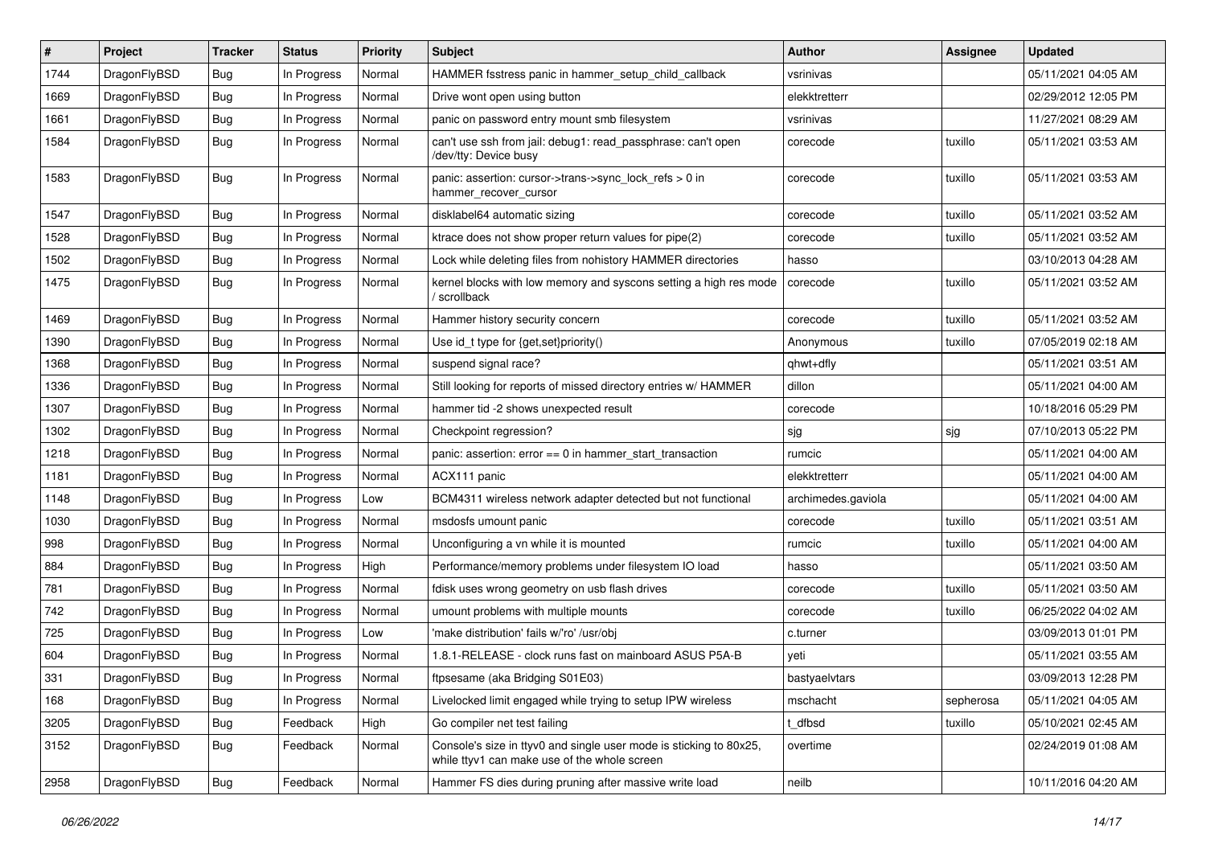| # | Project | Tracker | Status | Priority | Subject | Author | Assignee | Updated |
|---|---|---|---|---|---|---|---|---|
| 1744 | DragonFlyBSD | Bug | In Progress | Normal | HAMMER fsstress panic in hammer_setup_child_callback | vsrinivas | | 05/11/2021 04:05 AM |
| 1669 | DragonFlyBSD | Bug | In Progress | Normal | Drive wont open using button | elekktretterr | | 02/29/2012 12:05 PM |
| 1661 | DragonFlyBSD | Bug | In Progress | Normal | panic on password entry mount smb filesystem | vsrinivas | | 11/27/2021 08:29 AM |
| 1584 | DragonFlyBSD | Bug | In Progress | Normal | can't use ssh from jail: debug1: read_passphrase: can't open /dev/tty: Device busy | corecode | tuxillo | 05/11/2021 03:53 AM |
| 1583 | DragonFlyBSD | Bug | In Progress | Normal | panic: assertion: cursor->trans->sync_lock_refs > 0 in hammer_recover_cursor | corecode | tuxillo | 05/11/2021 03:53 AM |
| 1547 | DragonFlyBSD | Bug | In Progress | Normal | disklabel64 automatic sizing | corecode | tuxillo | 05/11/2021 03:52 AM |
| 1528 | DragonFlyBSD | Bug | In Progress | Normal | ktrace does not show proper return values for pipe(2) | corecode | tuxillo | 05/11/2021 03:52 AM |
| 1502 | DragonFlyBSD | Bug | In Progress | Normal | Lock while deleting files from nohistory HAMMER directories | hasso | | 03/10/2013 04:28 AM |
| 1475 | DragonFlyBSD | Bug | In Progress | Normal | kernel blocks with low memory and syscons setting a high res mode / scrollback | corecode | tuxillo | 05/11/2021 03:52 AM |
| 1469 | DragonFlyBSD | Bug | In Progress | Normal | Hammer history security concern | corecode | tuxillo | 05/11/2021 03:52 AM |
| 1390 | DragonFlyBSD | Bug | In Progress | Normal | Use id_t type for {get,set}priority() | Anonymous | tuxillo | 07/05/2019 02:18 AM |
| 1368 | DragonFlyBSD | Bug | In Progress | Normal | suspend signal race? | qhwt+dfly | | 05/11/2021 03:51 AM |
| 1336 | DragonFlyBSD | Bug | In Progress | Normal | Still looking for reports of missed directory entries w/ HAMMER | dillon | | 05/11/2021 04:00 AM |
| 1307 | DragonFlyBSD | Bug | In Progress | Normal | hammer tid -2 shows unexpected result | corecode | | 10/18/2016 05:29 PM |
| 1302 | DragonFlyBSD | Bug | In Progress | Normal | Checkpoint regression? | sjg | sjg | 07/10/2013 05:22 PM |
| 1218 | DragonFlyBSD | Bug | In Progress | Normal | panic: assertion: error == 0 in hammer_start_transaction | rumcic | | 05/11/2021 04:00 AM |
| 1181 | DragonFlyBSD | Bug | In Progress | Normal | ACX111 panic | elekktretterr | | 05/11/2021 04:00 AM |
| 1148 | DragonFlyBSD | Bug | In Progress | Low | BCM4311 wireless network adapter detected but not functional | archimedes.gaviola | | 05/11/2021 04:00 AM |
| 1030 | DragonFlyBSD | Bug | In Progress | Normal | msdosfs umount panic | corecode | tuxillo | 05/11/2021 03:51 AM |
| 998 | DragonFlyBSD | Bug | In Progress | Normal | Unconfiguring a vn while it is mounted | rumcic | tuxillo | 05/11/2021 04:00 AM |
| 884 | DragonFlyBSD | Bug | In Progress | High | Performance/memory problems under filesystem IO load | hasso | | 05/11/2021 03:50 AM |
| 781 | DragonFlyBSD | Bug | In Progress | Normal | fdisk uses wrong geometry on usb flash drives | corecode | tuxillo | 05/11/2021 03:50 AM |
| 742 | DragonFlyBSD | Bug | In Progress | Normal | umount problems with multiple mounts | corecode | tuxillo | 06/25/2022 04:02 AM |
| 725 | DragonFlyBSD | Bug | In Progress | Low | 'make distribution' fails w/'ro' /usr/obj | c.turner | | 03/09/2013 01:01 PM |
| 604 | DragonFlyBSD | Bug | In Progress | Normal | 1.8.1-RELEASE - clock runs fast on mainboard ASUS P5A-B | yeti | | 05/11/2021 03:55 AM |
| 331 | DragonFlyBSD | Bug | In Progress | Normal | ftpsesame (aka Bridging S01E03) | bastyaelvtars | | 03/09/2013 12:28 PM |
| 168 | DragonFlyBSD | Bug | In Progress | Normal | Livelocked limit engaged while trying to setup IPW wireless | mschacht | sepherosa | 05/11/2021 04:05 AM |
| 3205 | DragonFlyBSD | Bug | Feedback | High | Go compiler net test failing | t_dfbsd | tuxillo | 05/10/2021 02:45 AM |
| 3152 | DragonFlyBSD | Bug | Feedback | Normal | Console's size in ttyv0 and single user mode is sticking to 80x25, while ttyv1 can make use of the whole screen | overtime | | 02/24/2019 01:08 AM |
| 2958 | DragonFlyBSD | Bug | Feedback | Normal | Hammer FS dies during pruning after massive write load | neilb | | 10/11/2016 04:20 AM |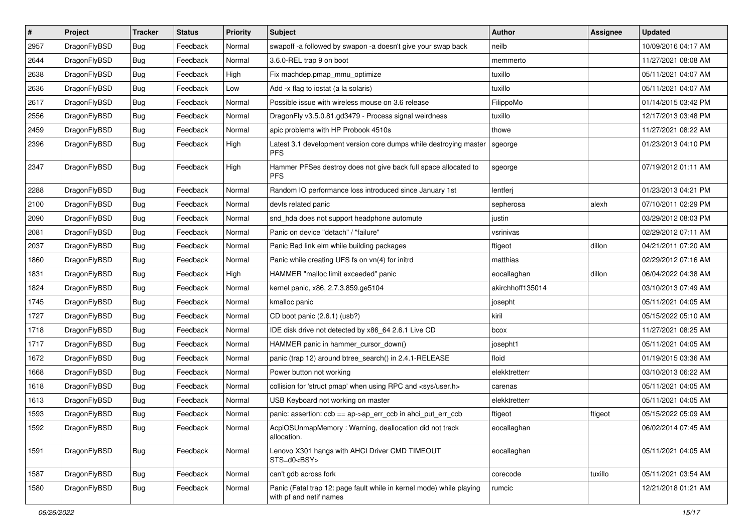| # | Project | Tracker | Status | Priority | Subject | Author | Assignee | Updated |
| --- | --- | --- | --- | --- | --- | --- | --- | --- |
| 2957 | DragonFlyBSD | Bug | Feedback | Normal | swapoff -a followed by swapon -a doesn't give your swap back | neilb | | 10/09/2016 04:17 AM |
| 2644 | DragonFlyBSD | Bug | Feedback | Normal | 3.6.0-REL trap 9 on boot | memmerto | | 11/27/2021 08:08 AM |
| 2638 | DragonFlyBSD | Bug | Feedback | High | Fix machdep.pmap_mmu_optimize | tuxillo | | 05/11/2021 04:07 AM |
| 2636 | DragonFlyBSD | Bug | Feedback | Low | Add -x flag to iostat (a la solaris) | tuxillo | | 05/11/2021 04:07 AM |
| 2617 | DragonFlyBSD | Bug | Feedback | Normal | Possible issue with wireless mouse on 3.6 release | FilippoMo | | 01/14/2015 03:42 PM |
| 2556 | DragonFlyBSD | Bug | Feedback | Normal | DragonFly v3.5.0.81.gd3479 - Process signal weirdness | tuxillo | | 12/17/2013 03:48 PM |
| 2459 | DragonFlyBSD | Bug | Feedback | Normal | apic problems with HP Probook 4510s | thowe | | 11/27/2021 08:22 AM |
| 2396 | DragonFlyBSD | Bug | Feedback | High | Latest 3.1 development version core dumps while destroying master PFS | sgeorge | | 01/23/2013 04:10 PM |
| 2347 | DragonFlyBSD | Bug | Feedback | High | Hammer PFSes destroy does not give back full space allocated to PFS | sgeorge | | 07/19/2012 01:11 AM |
| 2288 | DragonFlyBSD | Bug | Feedback | Normal | Random IO performance loss introduced since January 1st | lentferj | | 01/23/2013 04:21 PM |
| 2100 | DragonFlyBSD | Bug | Feedback | Normal | devfs related panic | sepherosa | alexh | 07/10/2011 02:29 PM |
| 2090 | DragonFlyBSD | Bug | Feedback | Normal | snd_hda does not support headphone automute | justin | | 03/29/2012 08:03 PM |
| 2081 | DragonFlyBSD | Bug | Feedback | Normal | Panic on device "detach" / "failure" | vsrinivas | | 02/29/2012 07:11 AM |
| 2037 | DragonFlyBSD | Bug | Feedback | Normal | Panic Bad link elm while building packages | ftigeot | dillon | 04/21/2011 07:20 AM |
| 1860 | DragonFlyBSD | Bug | Feedback | Normal | Panic while creating UFS fs on vn(4) for initrd | matthias | | 02/29/2012 07:16 AM |
| 1831 | DragonFlyBSD | Bug | Feedback | High | HAMMER "malloc limit exceeded" panic | eocallaghan | dillon | 06/04/2022 04:38 AM |
| 1824 | DragonFlyBSD | Bug | Feedback | Normal | kernel panic, x86, 2.7.3.859.ge5104 | akirchhoff135014 | | 03/10/2013 07:49 AM |
| 1745 | DragonFlyBSD | Bug | Feedback | Normal | kmalloc panic | josepht | | 05/11/2021 04:05 AM |
| 1727 | DragonFlyBSD | Bug | Feedback | Normal | CD boot panic (2.6.1) (usb?) | kiril | | 05/15/2022 05:10 AM |
| 1718 | DragonFlyBSD | Bug | Feedback | Normal | IDE disk drive not detected by x86_64 2.6.1 Live CD | bcox | | 11/27/2021 08:25 AM |
| 1717 | DragonFlyBSD | Bug | Feedback | Normal | HAMMER panic in hammer_cursor_down() | josepht1 | | 05/11/2021 04:05 AM |
| 1672 | DragonFlyBSD | Bug | Feedback | Normal | panic (trap 12) around btree_search() in 2.4.1-RELEASE | floid | | 01/19/2015 03:36 AM |
| 1668 | DragonFlyBSD | Bug | Feedback | Normal | Power button not working | elekktretterr | | 03/10/2013 06:22 AM |
| 1618 | DragonFlyBSD | Bug | Feedback | Normal | collision for 'struct pmap' when using RPC and <sys/user.h> | carenas | | 05/11/2021 04:05 AM |
| 1613 | DragonFlyBSD | Bug | Feedback | Normal | USB Keyboard not working on master | elekktretterr | | 05/11/2021 04:05 AM |
| 1593 | DragonFlyBSD | Bug | Feedback | Normal | panic: assertion: ccb == ap->ap_err_ccb in ahci_put_err_ccb | ftigeot | ftigeot | 05/15/2022 05:09 AM |
| 1592 | DragonFlyBSD | Bug | Feedback | Normal | AcpiOSUnmapMemory : Warning, deallocation did not track allocation. | eocallaghan | | 06/02/2014 07:45 AM |
| 1591 | DragonFlyBSD | Bug | Feedback | Normal | Lenovo X301 hangs with AHCI Driver CMD TIMEOUT STS=d0<BSY> | eocallaghan | | 05/11/2021 04:05 AM |
| 1587 | DragonFlyBSD | Bug | Feedback | Normal | can't gdb across fork | corecode | tuxillo | 05/11/2021 03:54 AM |
| 1580 | DragonFlyBSD | Bug | Feedback | Normal | Panic (Fatal trap 12: page fault while in kernel mode) while playing with pf and netif names | rumcic | | 12/21/2018 01:21 AM |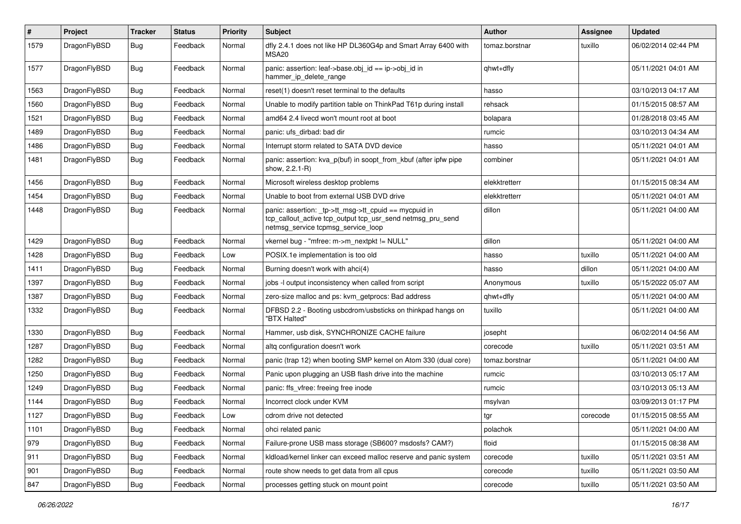| # | Project | Tracker | Status | Priority | Subject | Author | Assignee | Updated |
|---|---|---|---|---|---|---|---|---|
| 1579 | DragonFlyBSD | Bug | Feedback | Normal | dfly 2.4.1 does not like HP DL360G4p and Smart Array 6400 with MSA20 | tomaz.borstnar | tuxillo | 06/02/2014 02:44 PM |
| 1577 | DragonFlyBSD | Bug | Feedback | Normal | panic: assertion: leaf->base.obj_id == ip->obj_id in hammer_ip_delete_range | qhwt+dfly | | 05/11/2021 04:01 AM |
| 1563 | DragonFlyBSD | Bug | Feedback | Normal | reset(1) doesn't reset terminal to the defaults | hasso | | 03/10/2013 04:17 AM |
| 1560 | DragonFlyBSD | Bug | Feedback | Normal | Unable to modify partition table on ThinkPad T61p during install | rehsack | | 01/15/2015 08:57 AM |
| 1521 | DragonFlyBSD | Bug | Feedback | Normal | amd64 2.4 livecd won't mount root at boot | bolapara | | 01/28/2018 03:45 AM |
| 1489 | DragonFlyBSD | Bug | Feedback | Normal | panic: ufs_dirbad: bad dir | rumcic | | 03/10/2013 04:34 AM |
| 1486 | DragonFlyBSD | Bug | Feedback | Normal | Interrupt storm related to SATA DVD device | hasso | | 05/11/2021 04:01 AM |
| 1481 | DragonFlyBSD | Bug | Feedback | Normal | panic: assertion: kva_p(buf) in soopt_from_kbuf (after ipfw pipe show, 2.2.1-R) | combiner | | 05/11/2021 04:01 AM |
| 1456 | DragonFlyBSD | Bug | Feedback | Normal | Microsoft wireless desktop problems | elekktretterr | | 01/15/2015 08:34 AM |
| 1454 | DragonFlyBSD | Bug | Feedback | Normal | Unable to boot from external USB DVD drive | elekktretterr | | 05/11/2021 04:01 AM |
| 1448 | DragonFlyBSD | Bug | Feedback | Normal | panic: assertion: _tp->tt_msg->tt_cpuid == mycpuid in tcp_callout_active tcp_output tcp_usr_send netmsg_pru_send netmsg_service tcpmsg_service_loop | dillon | | 05/11/2021 04:00 AM |
| 1429 | DragonFlyBSD | Bug | Feedback | Normal | vkernel bug - "mfree: m->m_nextpkt != NULL" | dillon | | 05/11/2021 04:00 AM |
| 1428 | DragonFlyBSD | Bug | Feedback | Low | POSIX.1e implementation is too old | hasso | tuxillo | 05/11/2021 04:00 AM |
| 1411 | DragonFlyBSD | Bug | Feedback | Normal | Burning doesn't work with ahci(4) | hasso | dillon | 05/11/2021 04:00 AM |
| 1397 | DragonFlyBSD | Bug | Feedback | Normal | jobs -l output inconsistency when called from script | Anonymous | tuxillo | 05/15/2022 05:07 AM |
| 1387 | DragonFlyBSD | Bug | Feedback | Normal | zero-size malloc and ps: kvm_getprocs: Bad address | qhwt+dfly | | 05/11/2021 04:00 AM |
| 1332 | DragonFlyBSD | Bug | Feedback | Normal | DFBSD 2.2 - Booting usbcdrom/usbsticks on thinkpad hangs on "BTX Halted" | tuxillo | | 05/11/2021 04:00 AM |
| 1330 | DragonFlyBSD | Bug | Feedback | Normal | Hammer, usb disk, SYNCHRONIZE CACHE failure | josepht | | 06/02/2014 04:56 AM |
| 1287 | DragonFlyBSD | Bug | Feedback | Normal | altq configuration doesn't work | corecode | tuxillo | 05/11/2021 03:51 AM |
| 1282 | DragonFlyBSD | Bug | Feedback | Normal | panic (trap 12) when booting SMP kernel on Atom 330 (dual core) | tomaz.borstnar | | 05/11/2021 04:00 AM |
| 1250 | DragonFlyBSD | Bug | Feedback | Normal | Panic upon plugging an USB flash drive into the machine | rumcic | | 03/10/2013 05:17 AM |
| 1249 | DragonFlyBSD | Bug | Feedback | Normal | panic: ffs_vfree: freeing free inode | rumcic | | 03/10/2013 05:13 AM |
| 1144 | DragonFlyBSD | Bug | Feedback | Normal | Incorrect clock under KVM | msylvan | | 03/09/2013 01:17 PM |
| 1127 | DragonFlyBSD | Bug | Feedback | Low | cdrom drive not detected | tgr | corecode | 01/15/2015 08:55 AM |
| 1101 | DragonFlyBSD | Bug | Feedback | Normal | ohci related panic | polachok | | 05/11/2021 04:00 AM |
| 979 | DragonFlyBSD | Bug | Feedback | Normal | Failure-prone USB mass storage (SB600? msdosfs? CAM?) | floid | | 01/15/2015 08:38 AM |
| 911 | DragonFlyBSD | Bug | Feedback | Normal | kldload/kernel linker can exceed malloc reserve and panic system | corecode | tuxillo | 05/11/2021 03:51 AM |
| 901 | DragonFlyBSD | Bug | Feedback | Normal | route show needs to get data from all cpus | corecode | tuxillo | 05/11/2021 03:50 AM |
| 847 | DragonFlyBSD | Bug | Feedback | Normal | processes getting stuck on mount point | corecode | tuxillo | 05/11/2021 03:50 AM |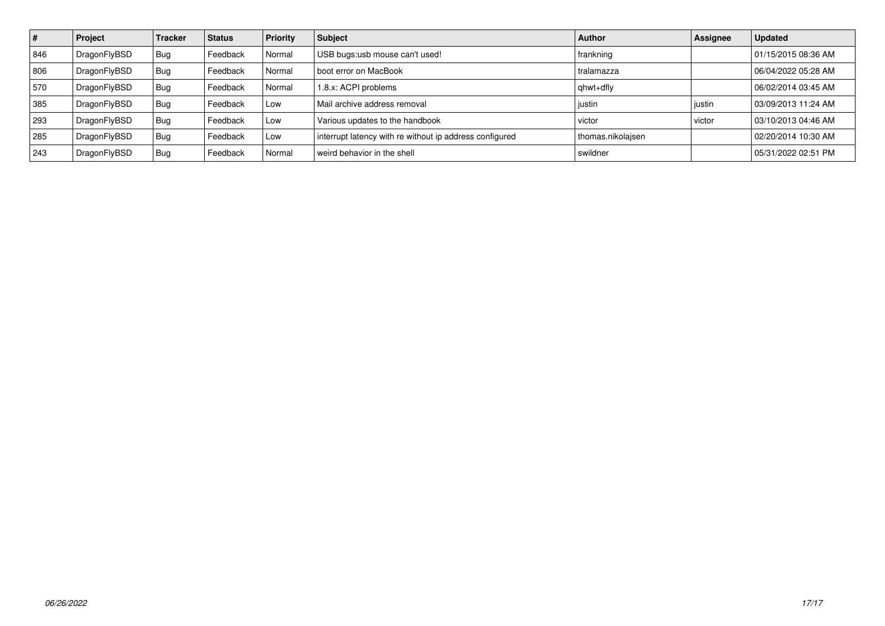| # | Project | Tracker | Status | Priority | Subject | Author | Assignee | Updated |
|---|---|---|---|---|---|---|---|---|
| 846 | DragonFlyBSD | Bug | Feedback | Normal | USB bugs:usb mouse can't used! | frankning | | 01/15/2015 08:36 AM |
| 806 | DragonFlyBSD | Bug | Feedback | Normal | boot error on MacBook | tralamazza | | 06/04/2022 05:28 AM |
| 570 | DragonFlyBSD | Bug | Feedback | Normal | 1.8.x: ACPI problems | qhwt+dfly | | 06/02/2014 03:45 AM |
| 385 | DragonFlyBSD | Bug | Feedback | Low | Mail archive address removal | justin | justin | 03/09/2013 11:24 AM |
| 293 | DragonFlyBSD | Bug | Feedback | Low | Various updates to the handbook | victor | victor | 03/10/2013 04:46 AM |
| 285 | DragonFlyBSD | Bug | Feedback | Low | interrupt latency with re without ip address configured | thomas.nikolajsen | | 02/20/2014 10:30 AM |
| 243 | DragonFlyBSD | Bug | Feedback | Normal | weird behavior in the shell | swildner | | 05/31/2022 02:51 PM |